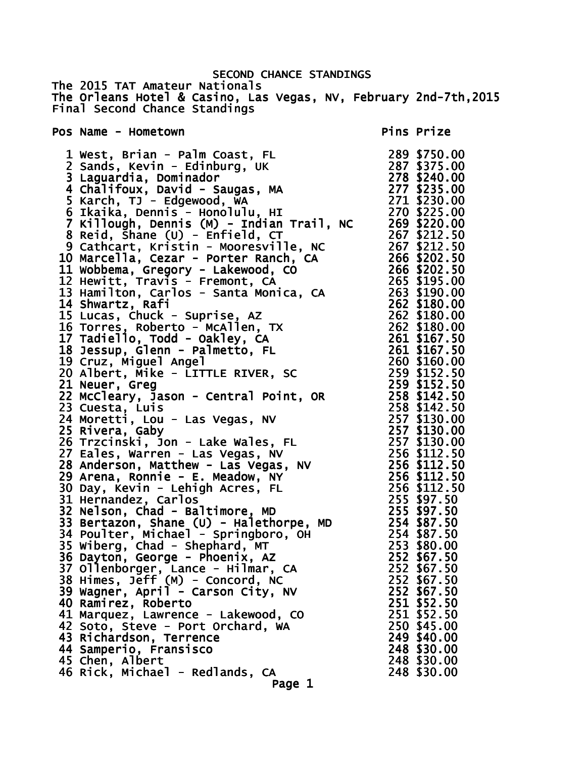# SECOND CHANCE STANDINGS

The 2015 TAT Amateur Nationals
The Orleans Hotel & Casino, Las Vegas, NV, February 2nd-7th,2015
Final Second Chance Standings

| Pos | Name - Hometown | Pins | Prize |
|---|---|---|---|
| 1 | West, Brian - Palm Coast, FL | 289 | $750.00 |
| 2 | Sands, Kevin - Edinburg, UK | 287 | $375.00 |
| 3 | Laguardia, Dominador | 278 | $240.00 |
| 4 | Chalifoux, David - Saugas, MA | 277 | $235.00 |
| 5 | Karch, TJ - Edgewood, WA | 271 | $230.00 |
| 6 | Ikaika, Dennis - Honolulu, HI | 270 | $225.00 |
| 7 | Killough, Dennis (M) - Indian Trail, NC | 269 | $220.00 |
| 8 | Reid, Shane (U) - Enfield, CT | 267 | $212.50 |
| 9 | Cathcart, Kristin - Mooresville, NC | 267 | $212.50 |
| 10 | Marcella, Cezar - Porter Ranch, CA | 266 | $202.50 |
| 11 | Wobbema, Gregory - Lakewood, CO | 266 | $202.50 |
| 12 | Hewitt, Travis - Fremont, CA | 265 | $195.00 |
| 13 | Hamilton, Carlos - Santa Monica, CA | 263 | $190.00 |
| 14 | Shwartz, Rafi | 262 | $180.00 |
| 15 | Lucas, Chuck - Suprise, AZ | 262 | $180.00 |
| 16 | Torres, Roberto - McAllen, TX | 262 | $180.00 |
| 17 | Tadiello, Todd - Oakley, CA | 261 | $167.50 |
| 18 | Jessup, Glenn - Palmetto, FL | 261 | $167.50 |
| 19 | Cruz, Miguel Angel | 260 | $160.00 |
| 20 | Albert, Mike - LITTLE RIVER, SC | 259 | $152.50 |
| 21 | Neuer, Greg | 259 | $152.50 |
| 22 | McCleary, Jason - Central Point, OR | 258 | $142.50 |
| 23 | Cuesta, Luis | 258 | $142.50 |
| 24 | Moretti, Lou - Las Vegas, NV | 257 | $130.00 |
| 25 | Rivera, Gaby | 257 | $130.00 |
| 26 | Trzcinski, Jon - Lake Wales, FL | 257 | $130.00 |
| 27 | Eales, Warren - Las Vegas, NV | 256 | $112.50 |
| 28 | Anderson, Matthew - Las Vegas, NV | 256 | $112.50 |
| 29 | Arena, Ronnie - E. Meadow, NY | 256 | $112.50 |
| 30 | Day, Kevin - Lehigh Acres, FL | 256 | $112.50 |
| 31 | Hernandez, Carlos | 255 | $97.50 |
| 32 | Nelson, Chad - Baltimore, MD | 255 | $97.50 |
| 33 | Bertazon, Shane (U) - Halethorpe, MD | 254 | $87.50 |
| 34 | Poulter, Michael - Springboro, OH | 254 | $87.50 |
| 35 | Wiberg, Chad - Shephard, MT | 253 | $80.00 |
| 36 | Dayton, George - Phoenix, AZ | 252 | $67.50 |
| 37 | Ollenborger, Lance - Hilmar, CA | 252 | $67.50 |
| 38 | Himes, Jeff (M) - Concord, NC | 252 | $67.50 |
| 39 | Wagner, April - Carson City, NV | 252 | $67.50 |
| 40 | Ramirez, Roberto | 251 | $52.50 |
| 41 | Marquez, Lawrence - Lakewood, CO | 251 | $52.50 |
| 42 | Soto, Steve - Port Orchard, WA | 250 | $45.00 |
| 43 | Richardson, Terrence | 249 | $40.00 |
| 44 | Samperio, Fransisco | 248 | $30.00 |
| 45 | Chen, Albert | 248 | $30.00 |
| 46 | Rick, Michael - Redlands, CA | 248 | $30.00 |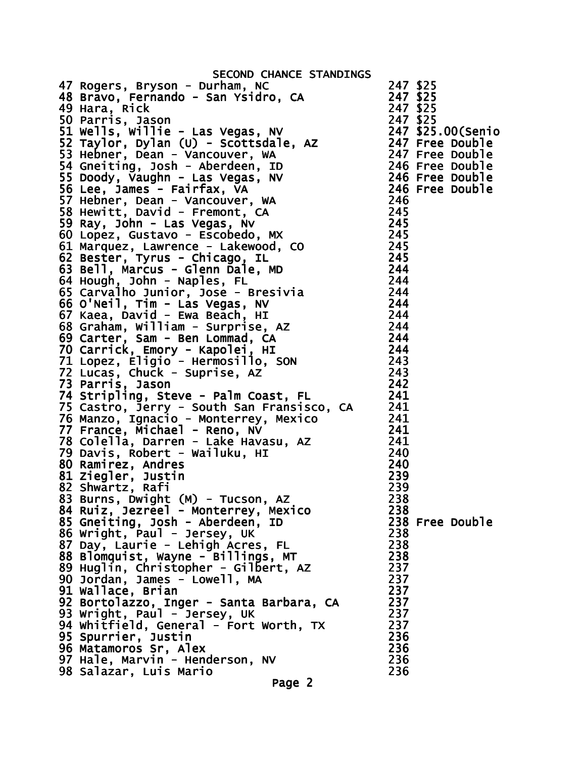SECOND CHANCE STANDINGS

| | | | |
|---|---|---|---|
| 47 | Rogers, Bryson - Durham, NC | 247 | $25 |
| 48 | Bravo, Fernando - San Ysidro, CA | 247 | $25 |
| 49 | Hara, Rick | 247 | $25 |
| 50 | Parris, Jason | 247 | $25 |
| 51 | Wells, Willie - Las Vegas, NV | 247 | $25.00(Senio |
| 52 | Taylor, Dylan (U) - Scottsdale, AZ | 247 | Free Double |
| 53 | Hebner, Dean - Vancouver, WA | 247 | Free Double |
| 54 | Gneiting, Josh - Aberdeen, ID | 246 | Free Double |
| 55 | Doody, Vaughn - Las Vegas, NV | 246 | Free Double |
| 56 | Lee, James - Fairfax, VA | 246 | Free Double |
| 57 | Hebner, Dean - Vancouver, WA | 246 | |
| 58 | Hewitt, David - Fremont, CA | 245 | |
| 59 | Ray, John - Las Vegas, Nv | 245 | |
| 60 | Lopez, Gustavo - Escobedo, MX | 245 | |
| 61 | Marquez, Lawrence - Lakewood, CO | 245 | |
| 62 | Bester, Tyrus - Chicago, IL | 245 | |
| 63 | Bell, Marcus - Glenn Dale, MD | 244 | |
| 64 | Hough, John - Naples, FL | 244 | |
| 65 | Carvalho Junior, Jose - Bresivia | 244 | |
| 66 | O'Neil, Tim - Las Vegas, NV | 244 | |
| 67 | Kaea, David - Ewa Beach, HI | 244 | |
| 68 | Graham, William - Surprise, AZ | 244 | |
| 69 | Carter, Sam - Ben Lommad, CA | 244 | |
| 70 | Carrick, Emory - Kapolei, HI | 244 | |
| 71 | Lopez, Eligio - Hermosillo, SON | 243 | |
| 72 | Lucas, Chuck - Suprise, AZ | 243 | |
| 73 | Parris, Jason | 242 | |
| 74 | Stripling, Steve - Palm Coast, FL | 241 | |
| 75 | Castro, Jerry - South San Fransisco, CA | 241 | |
| 76 | Manzo, Ignacio - Monterrey, Mexico | 241 | |
| 77 | France, Michael - Reno, NV | 241 | |
| 78 | Colella, Darren - Lake Havasu, AZ | 241 | |
| 79 | Davis, Robert - Wailuku, HI | 240 | |
| 80 | Ramirez, Andres | 240 | |
| 81 | Ziegler, Justin | 239 | |
| 82 | Shwartz, Rafi | 239 | |
| 83 | Burns, Dwight (M) - Tucson, AZ | 238 | |
| 84 | Ruiz, Jezreel - Monterrey, Mexico | 238 | |
| 85 | Gneiting, Josh - Aberdeen, ID | 238 | Free Double |
| 86 | Wright, Paul - Jersey, UK | 238 | |
| 87 | Day, Laurie - Lehigh Acres, FL | 238 | |
| 88 | Blomquist, Wayne - Billings, MT | 238 | |
| 89 | Huglin, Christopher - Gilbert, AZ | 237 | |
| 90 | Jordan, James - Lowell, MA | 237 | |
| 91 | Wallace, Brian | 237 | |
| 92 | Bortolazzo, Inger - Santa Barbara, CA | 237 | |
| 93 | Wright, Paul - Jersey, UK | 237 | |
| 94 | Whitfield, General - Fort Worth, TX | 237 | |
| 95 | Spurrier, Justin | 236 | |
| 96 | Matamoros Sr, Alex | 236 | |
| 97 | Hale, Marvin - Henderson, NV | 236 | |
| 98 | Salazar, Luis Mario | 236 | |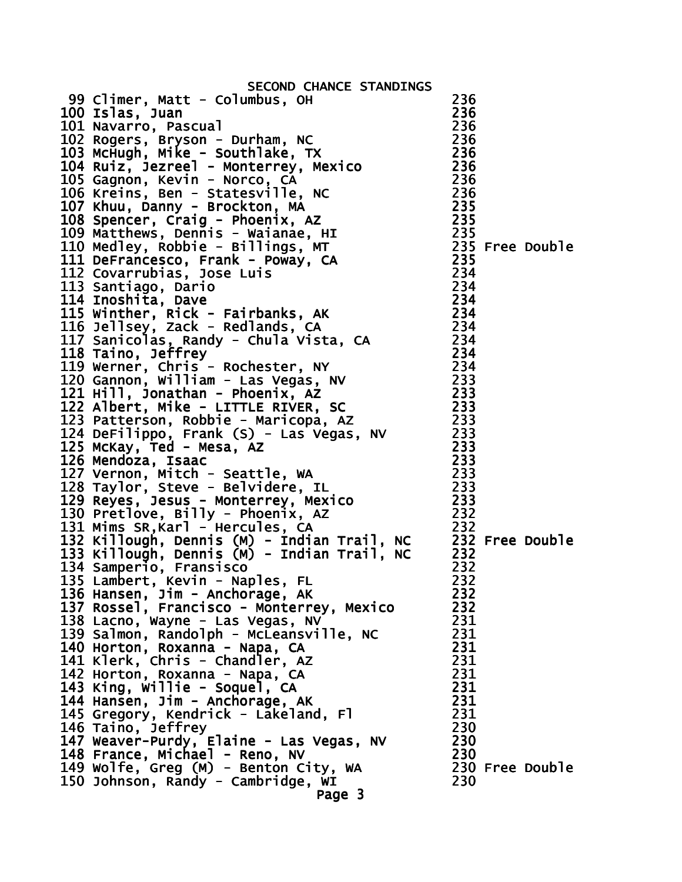# SECOND CHANCE STANDINGS

| Rank | Name | Score | Note |
|---|---|---|---|
| 99 | Climer, Matt - Columbus, OH | 236 | |
| 100 | Islas, Juan | 236 | |
| 101 | Navarro, Pascual | 236 | |
| 102 | Rogers, Bryson - Durham, NC | 236 | |
| 103 | McHugh, Mike - Southlake, TX | 236 | |
| 104 | Ruiz, Jezreel - Monterrey, Mexico | 236 | |
| 105 | Gagnon, Kevin - Norco, CA | 236 | |
| 106 | Kreins, Ben - Statesville, NC | 236 | |
| 107 | Khuu, Danny - Brockton, MA | 235 | |
| 108 | Spencer, Craig - Phoenix, AZ | 235 | |
| 109 | Matthews, Dennis - Waianae, HI | 235 | |
| 110 | Medley, Robbie - Billings, MT | 235 | Free Double |
| 111 | DeFrancesco, Frank - Poway, CA | 235 | |
| 112 | Covarrubias, Jose Luis | 234 | |
| 113 | Santiago, Dario | 234 | |
| 114 | Inoshita, Dave | 234 | |
| 115 | Winther, Rick - Fairbanks, AK | 234 | |
| 116 | Jellsey, Zack - Redlands, CA | 234 | |
| 117 | Sanicolas, Randy - Chula Vista, CA | 234 | |
| 118 | Taino, Jeffrey | 234 | |
| 119 | Werner, Chris - Rochester, NY | 234 | |
| 120 | Gannon, William - Las Vegas, NV | 233 | |
| 121 | Hill, Jonathan - Phoenix, AZ | 233 | |
| 122 | Albert, Mike - LITTLE RIVER, SC | 233 | |
| 123 | Patterson, Robbie - Maricopa, AZ | 233 | |
| 124 | DeFilippo, Frank (S) - Las Vegas, NV | 233 | |
| 125 | McKay, Ted - Mesa, AZ | 233 | |
| 126 | Mendoza, Isaac | 233 | |
| 127 | Vernon, Mitch - Seattle, WA | 233 | |
| 128 | Taylor, Steve - Belvidere, IL | 233 | |
| 129 | Reyes, Jesus - Monterrey, Mexico | 233 | |
| 130 | Pretlove, Billy - Phoenix, AZ | 232 | |
| 131 | Mims SR,Karl - Hercules, CA | 232 | |
| 132 | Killough, Dennis (M) - Indian Trail, NC | 232 | Free Double |
| 133 | Killough, Dennis (M) - Indian Trail, NC | 232 | |
| 134 | Samperio, Fransisco | 232 | |
| 135 | Lambert, Kevin - Naples, FL | 232 | |
| 136 | Hansen, Jim - Anchorage, AK | 232 | |
| 137 | Rossel, Francisco - Monterrey, Mexico | 232 | |
| 138 | Lacno, Wayne - Las Vegas, NV | 231 | |
| 139 | Salmon, Randolph - McLeansville, NC | 231 | |
| 140 | Horton, Roxanna - Napa, CA | 231 | |
| 141 | Klerk, Chris - Chandler, AZ | 231 | |
| 142 | Horton, Roxanna - Napa, CA | 231 | |
| 143 | King, Willie - Soquel, CA | 231 | |
| 144 | Hansen, Jim - Anchorage, AK | 231 | |
| 145 | Gregory, Kendrick - Lakeland, Fl | 231 | |
| 146 | Taino, Jeffrey | 230 | |
| 147 | Weaver-Purdy, Elaine - Las Vegas, NV | 230 | |
| 148 | France, Michael - Reno, NV | 230 | |
| 149 | Wolfe, Greg (M) - Benton City, WA | 230 | Free Double |
| 150 | Johnson, Randy - Cambridge, WI | 230 | |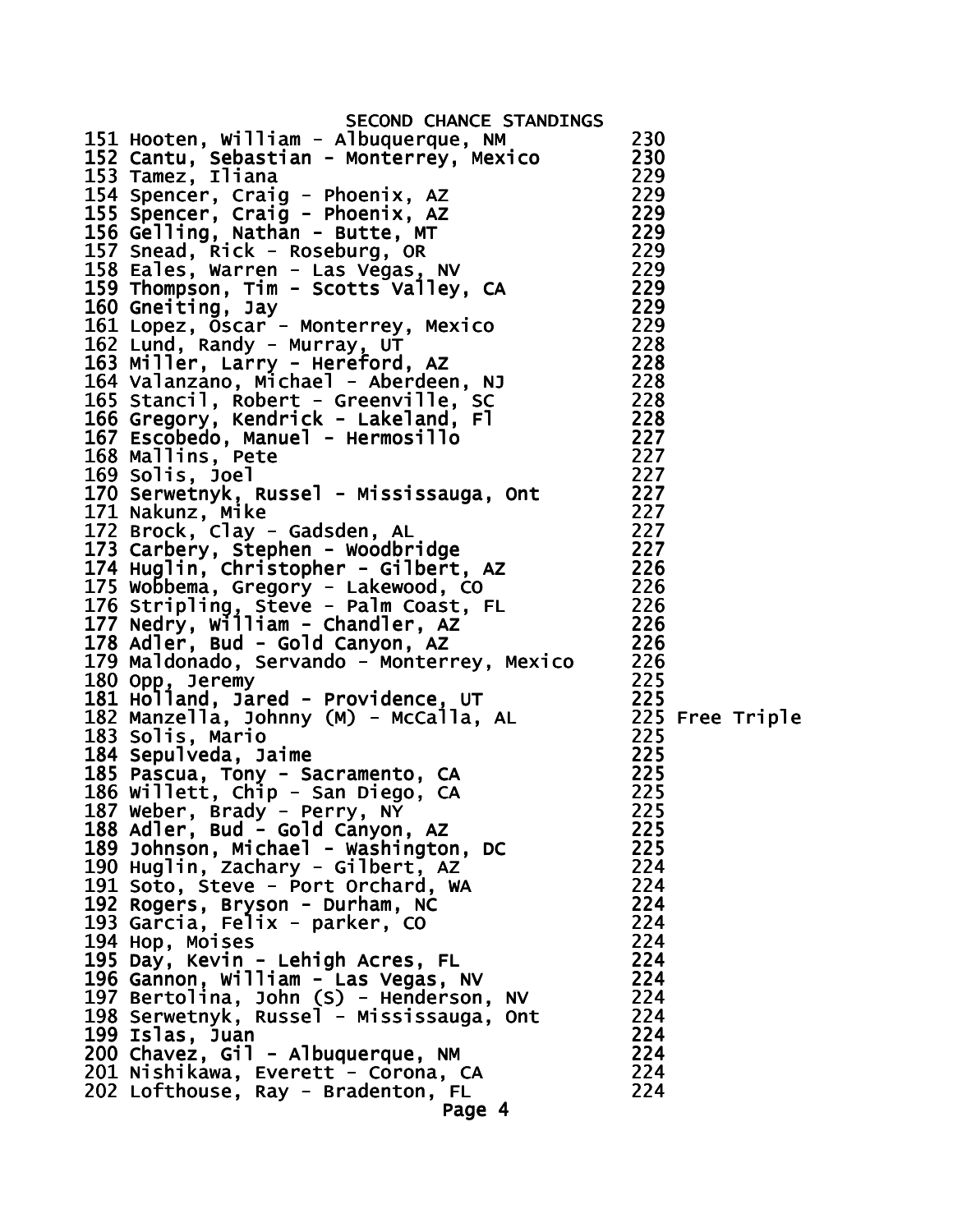# SECOND CHANCE STANDINGS

| # | Name | Score | |
|---|---|---|---|
| 151 | Hooten, William - Albuquerque, NM | 230 | |
| 152 | Cantu, Sebastian - Monterrey, Mexico | 230 | |
| 153 | Tamez, Iliana | 229 | |
| 154 | Spencer, Craig - Phoenix, AZ | 229 | |
| 155 | Spencer, Craig - Phoenix, AZ | 229 | |
| 156 | Gelling, Nathan - Butte, MT | 229 | |
| 157 | Snead, Rick - Roseburg, OR | 229 | |
| 158 | Eales, Warren - Las Vegas, NV | 229 | |
| 159 | Thompson, Tim - Scotts Valley, CA | 229 | |
| 160 | Gneiting, Jay | 229 | |
| 161 | Lopez, Oscar - Monterrey, Mexico | 229 | |
| 162 | Lund, Randy - Murray, UT | 228 | |
| 163 | Miller, Larry - Hereford, AZ | 228 | |
| 164 | Valanzano, Michael - Aberdeen, NJ | 228 | |
| 165 | Stancil, Robert - Greenville, SC | 228 | |
| 166 | Gregory, Kendrick - Lakeland, Fl | 228 | |
| 167 | Escobedo, Manuel - Hermosillo | 227 | |
| 168 | Mallins, Pete | 227 | |
| 169 | Solis, Joel | 227 | |
| 170 | Serwetnyk, Russel - Mississauga, Ont | 227 | |
| 171 | Nakunz, Mike | 227 | |
| 172 | Brock, Clay - Gadsden, AL | 227 | |
| 173 | Carbery, Stephen - Woodbridge | 227 | |
| 174 | Huglin, Christopher - Gilbert, AZ | 226 | |
| 175 | Wobbema, Gregory - Lakewood, CO | 226 | |
| 176 | Stripling, Steve - Palm Coast, FL | 226 | |
| 177 | Nedry, William - Chandler, AZ | 226 | |
| 178 | Adler, Bud - Gold Canyon, AZ | 226 | |
| 179 | Maldonado, Servando - Monterrey, Mexico | 226 | |
| 180 | Opp, Jeremy | 225 | |
| 181 | Holland, Jared - Providence, UT | 225 | |
| 182 | Manzella, Johnny (M) - McCalla, AL | 225 | Free Triple |
| 183 | Solis, Mario | 225 | |
| 184 | Sepulveda, Jaime | 225 | |
| 185 | Pascua, Tony - Sacramento, CA | 225 | |
| 186 | Willett, Chip - San Diego, CA | 225 | |
| 187 | Weber, Brady - Perry, NY | 225 | |
| 188 | Adler, Bud - Gold Canyon, AZ | 225 | |
| 189 | Johnson, Michael - Washington, DC | 225 | |
| 190 | Huglin, Zachary - Gilbert, AZ | 224 | |
| 191 | Soto, Steve - Port Orchard, WA | 224 | |
| 192 | Rogers, Bryson - Durham, NC | 224 | |
| 193 | Garcia, Felix - parker, CO | 224 | |
| 194 | Hop, Moises | 224 | |
| 195 | Day, Kevin - Lehigh Acres, FL | 224 | |
| 196 | Gannon, William - Las Vegas, NV | 224 | |
| 197 | Bertolina, John (S) - Henderson, NV | 224 | |
| 198 | Serwetnyk, Russel - Mississauga, Ont | 224 | |
| 199 | Islas, Juan | 224 | |
| 200 | Chavez, Gil - Albuquerque, NM | 224 | |
| 201 | Nishikawa, Everett - Corona, CA | 224 | |
| 202 | Lofthouse, Ray - Bradenton, FL | 224 | |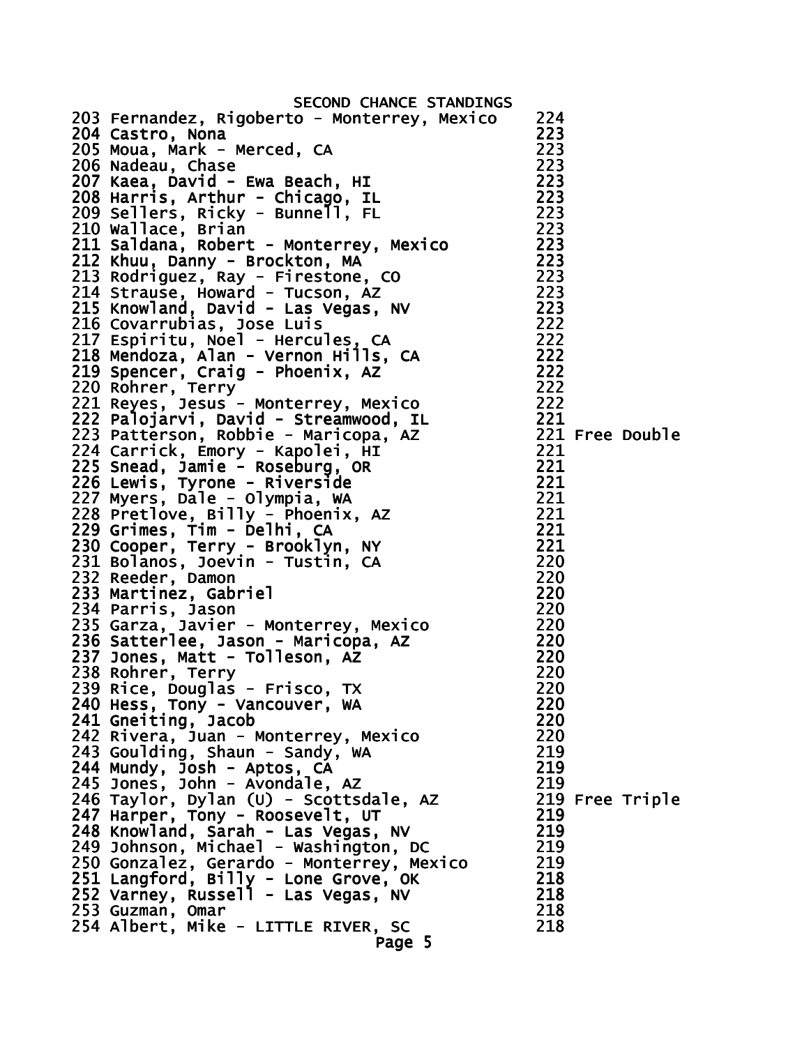# SECOND CHANCE STANDINGS

| | | | |
|---|---|---|---|
| 203 | Fernandez, Rigoberto - Monterrey, Mexico | 224 | |
| 204 | Castro, Nona | 223 | |
| 205 | Moua, Mark - Merced, CA | 223 | |
| 206 | Nadeau, Chase | 223 | |
| 207 | Kaea, David - Ewa Beach, HI | 223 | |
| 208 | Harris, Arthur - Chicago, IL | 223 | |
| 209 | Sellers, Ricky - Bunnell, FL | 223 | |
| 210 | Wallace, Brian | 223 | |
| 211 | Saldana, Robert - Monterrey, Mexico | 223 | |
| 212 | Khuu, Danny - Brockton, MA | 223 | |
| 213 | Rodriguez, Ray - Firestone, CO | 223 | |
| 214 | Strause, Howard - Tucson, AZ | 223 | |
| 215 | Knowland, David - Las Vegas, NV | 223 | |
| 216 | Covarrubias, Jose Luis | 222 | |
| 217 | Espiritu, Noel - Hercules, CA | 222 | |
| 218 | Mendoza, Alan - Vernon Hills, CA | 222 | |
| 219 | Spencer, Craig - Phoenix, AZ | 222 | |
| 220 | Rohrer, Terry | 222 | |
| 221 | Reyes, Jesus - Monterrey, Mexico | 222 | |
| 222 | Palojarvi, David - Streamwood, IL | 221 | |
| 223 | Patterson, Robbie - Maricopa, AZ | 221 | Free Double |
| 224 | Carrick, Emory - Kapolei, HI | 221 | |
| 225 | Snead, Jamie - Roseburg, OR | 221 | |
| 226 | Lewis, Tyrone - Riverside | 221 | |
| 227 | Myers, Dale - Olympia, WA | 221 | |
| 228 | Pretlove, Billy - Phoenix, AZ | 221 | |
| 229 | Grimes, Tim - Delhi, CA | 221 | |
| 230 | Cooper, Terry - Brooklyn, NY | 221 | |
| 231 | Bolanos, Joevin - Tustin, CA | 220 | |
| 232 | Reeder, Damon | 220 | |
| 233 | Martinez, Gabriel | 220 | |
| 234 | Parris, Jason | 220 | |
| 235 | Garza, Javier - Monterrey, Mexico | 220 | |
| 236 | Satterlee, Jason - Maricopa, AZ | 220 | |
| 237 | Jones, Matt - Tolleson, AZ | 220 | |
| 238 | Rohrer, Terry | 220 | |
| 239 | Rice, Douglas - Frisco, TX | 220 | |
| 240 | Hess, Tony - Vancouver, WA | 220 | |
| 241 | Gneiting, Jacob | 220 | |
| 242 | Rivera, Juan - Monterrey, Mexico | 220 | |
| 243 | Goulding, Shaun - Sandy, WA | 219 | |
| 244 | Mundy, Josh - Aptos, CA | 219 | |
| 245 | Jones, John - Avondale, AZ | 219 | |
| 246 | Taylor, Dylan (U) - Scottsdale, AZ | 219 | Free Triple |
| 247 | Harper, Tony - Roosevelt, UT | 219 | |
| 248 | Knowland, Sarah - Las Vegas, NV | 219 | |
| 249 | Johnson, Michael - Washington, DC | 219 | |
| 250 | Gonzalez, Gerardo - Monterrey, Mexico | 219 | |
| 251 | Langford, Billy - Lone Grove, OK | 218 | |
| 252 | Varney, Russell - Las Vegas, NV | 218 | |
| 253 | Guzman, Omar | 218 | |
| 254 | Albert, Mike - LITTLE RIVER, SC | 218 | |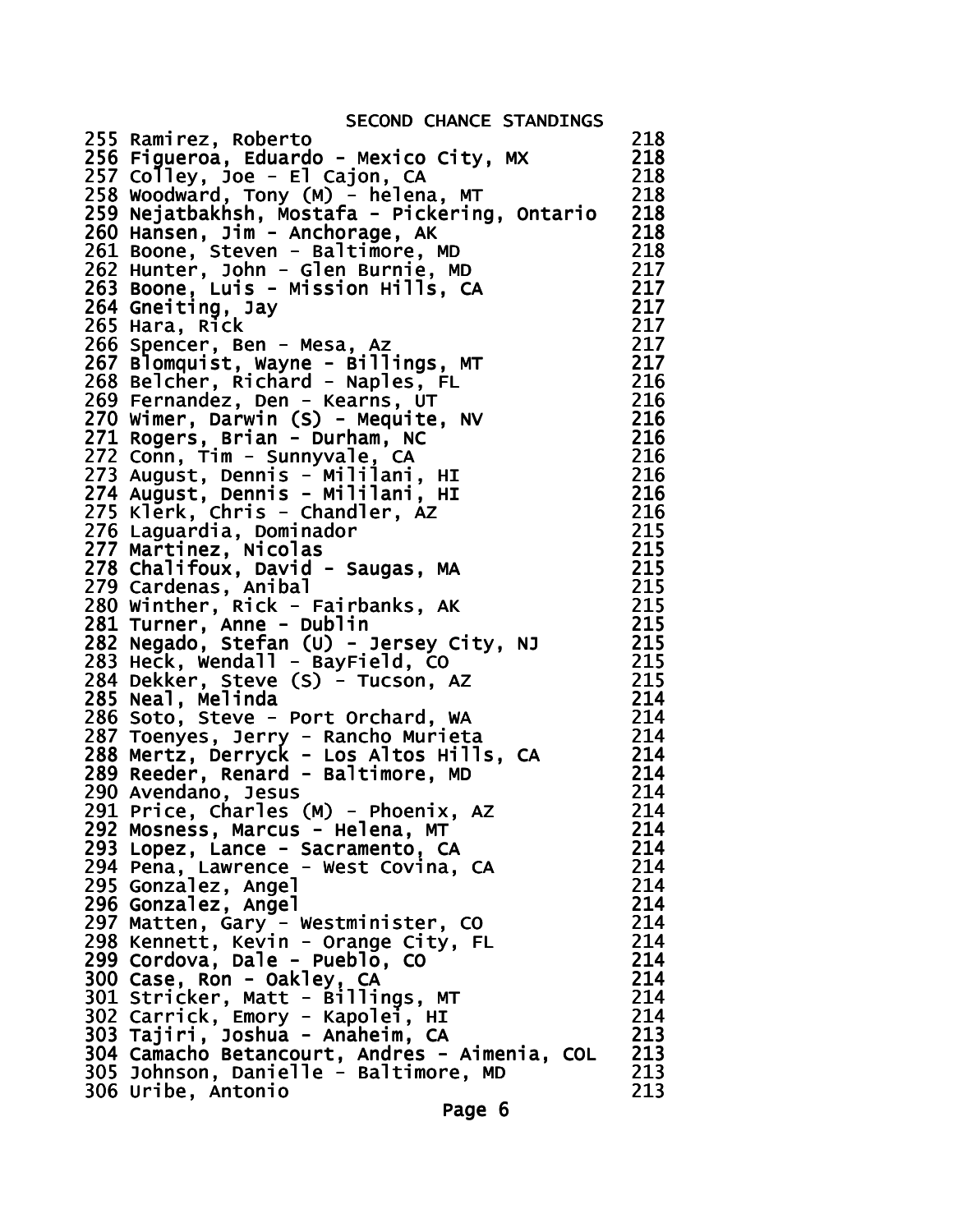# SECOND CHANCE STANDINGS

| Rank | Name | Score |
|---|---|---|
| 255 | Ramirez, Roberto | 218 |
| 256 | Figueroa, Eduardo - Mexico City, MX | 218 |
| 257 | Colley, Joe - El Cajon, CA | 218 |
| 258 | Woodward, Tony (M) - helena, MT | 218 |
| 259 | Nejatbakhsh, Mostafa - Pickering, Ontario | 218 |
| 260 | Hansen, Jim - Anchorage, AK | 218 |
| 261 | Boone, Steven - Baltimore, MD | 218 |
| 262 | Hunter, John - Glen Burnie, MD | 217 |
| 263 | Boone, Luis - Mission Hills, CA | 217 |
| 264 | Gneiting, Jay | 217 |
| 265 | Hara, Rick | 217 |
| 266 | Spencer, Ben - Mesa, Az | 217 |
| 267 | Blomquist, Wayne - Billings, MT | 217 |
| 268 | Belcher, Richard - Naples, FL | 216 |
| 269 | Fernandez, Den - Kearns, UT | 216 |
| 270 | Wimer, Darwin (S) - Mequite, NV | 216 |
| 271 | Rogers, Brian - Durham, NC | 216 |
| 272 | Conn, Tim - Sunnyvale, CA | 216 |
| 273 | August, Dennis - Mililani, HI | 216 |
| 274 | August, Dennis - Mililani, HI | 216 |
| 275 | Klerk, Chris - Chandler, AZ | 216 |
| 276 | Laguardia, Dominador | 215 |
| 277 | Martinez, Nicolas | 215 |
| 278 | Chalifoux, David - Saugas, MA | 215 |
| 279 | Cardenas, Anibal | 215 |
| 280 | Winther, Rick - Fairbanks, AK | 215 |
| 281 | Turner, Anne - Dublin | 215 |
| 282 | Negado, Stefan (U) - Jersey City, NJ | 215 |
| 283 | Heck, Wendall - BayField, CO | 215 |
| 284 | Dekker, Steve (S) - Tucson, AZ | 215 |
| 285 | Neal, Melinda | 214 |
| 286 | Soto, Steve - Port Orchard, WA | 214 |
| 287 | Toenyes, Jerry - Rancho Murieta | 214 |
| 288 | Mertz, Derryck - Los Altos Hills, CA | 214 |
| 289 | Reeder, Renard - Baltimore, MD | 214 |
| 290 | Avendano, Jesus | 214 |
| 291 | Price, Charles (M) - Phoenix, AZ | 214 |
| 292 | Mosness, Marcus - Helena, MT | 214 |
| 293 | Lopez, Lance - Sacramento, CA | 214 |
| 294 | Pena, Lawrence - West Covina, CA | 214 |
| 295 | Gonzalez, Angel | 214 |
| 296 | Gonzalez, Angel | 214 |
| 297 | Matten, Gary - Westminister, CO | 214 |
| 298 | Kennett, Kevin - Orange City, FL | 214 |
| 299 | Cordova, Dale - Pueblo, CO | 214 |
| 300 | Case, Ron - Oakley, CA | 214 |
| 301 | Stricker, Matt - Billings, MT | 214 |
| 302 | Carrick, Emory - Kapolei, HI | 214 |
| 303 | Tajiri, Joshua - Anaheim, CA | 213 |
| 304 | Camacho Betancourt, Andres - Aimenia, COL | 213 |
| 305 | Johnson, Danielle - Baltimore, MD | 213 |
| 306 | Uribe, Antonio | 213 |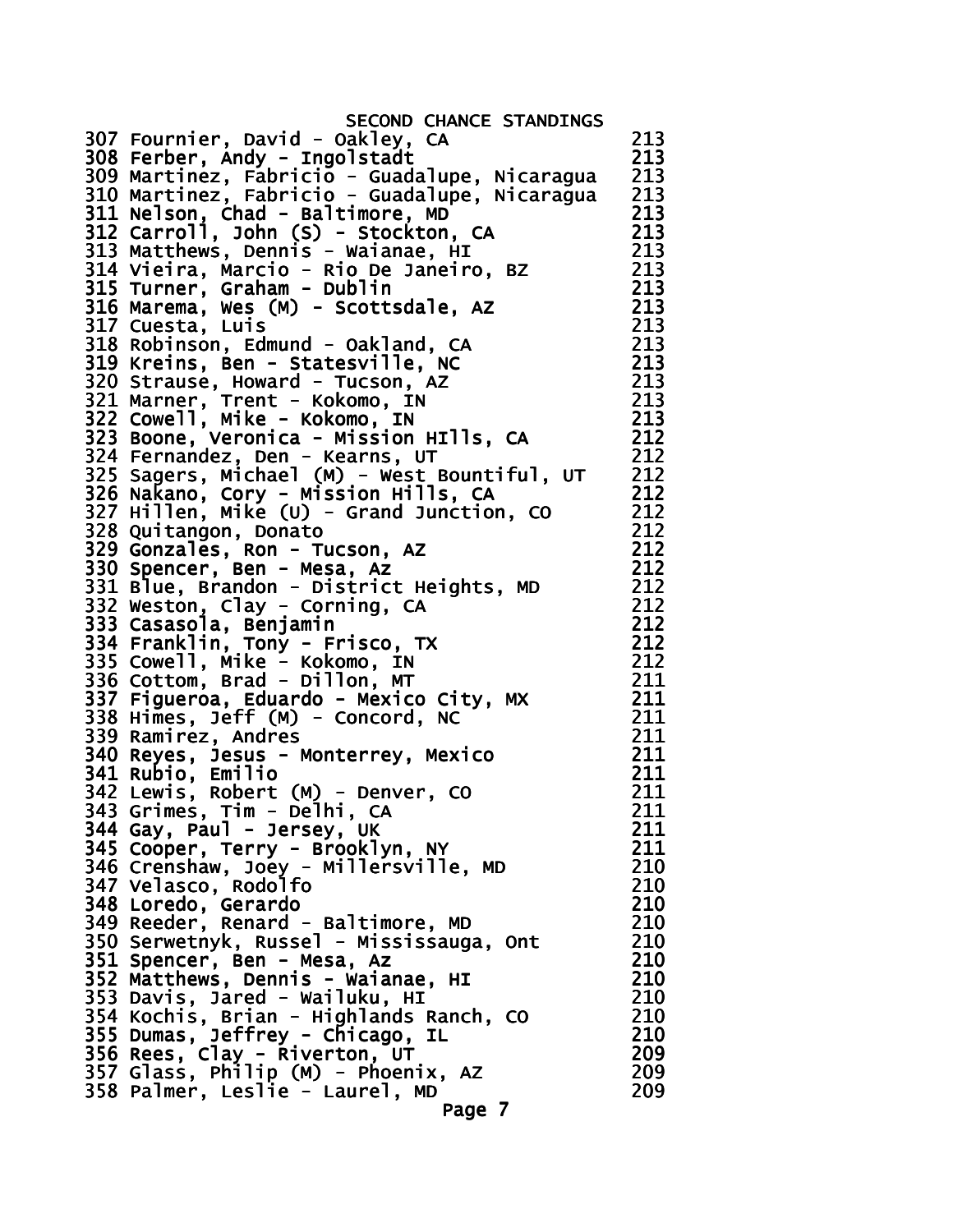# SECOND CHANCE STANDINGS

| Rank | Name | Score |
|---|---|---|
| 307 | Fournier, David - Oakley, CA | 213 |
| 308 | Ferber, Andy - Ingolstadt | 213 |
| 309 | Martinez, Fabricio - Guadalupe, Nicaragua | 213 |
| 310 | Martinez, Fabricio - Guadalupe, Nicaragua | 213 |
| 311 | Nelson, Chad - Baltimore, MD | 213 |
| 312 | Carroll, John (S) - Stockton, CA | 213 |
| 313 | Matthews, Dennis - Waianae, HI | 213 |
| 314 | Vieira, Marcio - Rio De Janeiro, BZ | 213 |
| 315 | Turner, Graham - Dublin | 213 |
| 316 | Marema, Wes (M) - Scottsdale, AZ | 213 |
| 317 | Cuesta, Luis | 213 |
| 318 | Robinson, Edmund - Oakland, CA | 213 |
| 319 | Kreins, Ben - Statesville, NC | 213 |
| 320 | Strause, Howard - Tucson, AZ | 213 |
| 321 | Marner, Trent - Kokomo, IN | 213 |
| 322 | Cowell, Mike - Kokomo, IN | 213 |
| 323 | Boone, Veronica - Mission HIlls, CA | 212 |
| 324 | Fernandez, Den - Kearns, UT | 212 |
| 325 | Sagers, Michael (M) - West Bountiful, UT | 212 |
| 326 | Nakano, Cory - Mission Hills, CA | 212 |
| 327 | Hillen, Mike (U) - Grand Junction, CO | 212 |
| 328 | Quitangon, Donato | 212 |
| 329 | Gonzales, Ron - Tucson, AZ | 212 |
| 330 | Spencer, Ben - Mesa, Az | 212 |
| 331 | Blue, Brandon - District Heights, MD | 212 |
| 332 | Weston, Clay - Corning, CA | 212 |
| 333 | Casasola, Benjamin | 212 |
| 334 | Franklin, Tony - Frisco, TX | 212 |
| 335 | Cowell, Mike - Kokomo, IN | 212 |
| 336 | Cottom, Brad - Dillon, MT | 211 |
| 337 | Figueroa, Eduardo - Mexico City, MX | 211 |
| 338 | Himes, Jeff (M) - Concord, NC | 211 |
| 339 | Ramirez, Andres | 211 |
| 340 | Reyes, Jesus - Monterrey, Mexico | 211 |
| 341 | Rubio, Emilio | 211 |
| 342 | Lewis, Robert (M) - Denver, CO | 211 |
| 343 | Grimes, Tim - Delhi, CA | 211 |
| 344 | Gay, Paul - Jersey, UK | 211 |
| 345 | Cooper, Terry - Brooklyn, NY | 211 |
| 346 | Crenshaw, Joey - Millersville, MD | 210 |
| 347 | Velasco, Rodolfo | 210 |
| 348 | Loredo, Gerardo | 210 |
| 349 | Reeder, Renard - Baltimore, MD | 210 |
| 350 | Serwetnyk, Russel - Mississauga, Ont | 210 |
| 351 | Spencer, Ben - Mesa, Az | 210 |
| 352 | Matthews, Dennis - Waianae, HI | 210 |
| 353 | Davis, Jared - Wailuku, HI | 210 |
| 354 | Kochis, Brian - Highlands Ranch, CO | 210 |
| 355 | Dumas, Jeffrey - Chicago, IL | 210 |
| 356 | Rees, Clay - Riverton, UT | 209 |
| 357 | Glass, Philip (M) - Phoenix, AZ | 209 |
| 358 | Palmer, Leslie - Laurel, MD | 209 |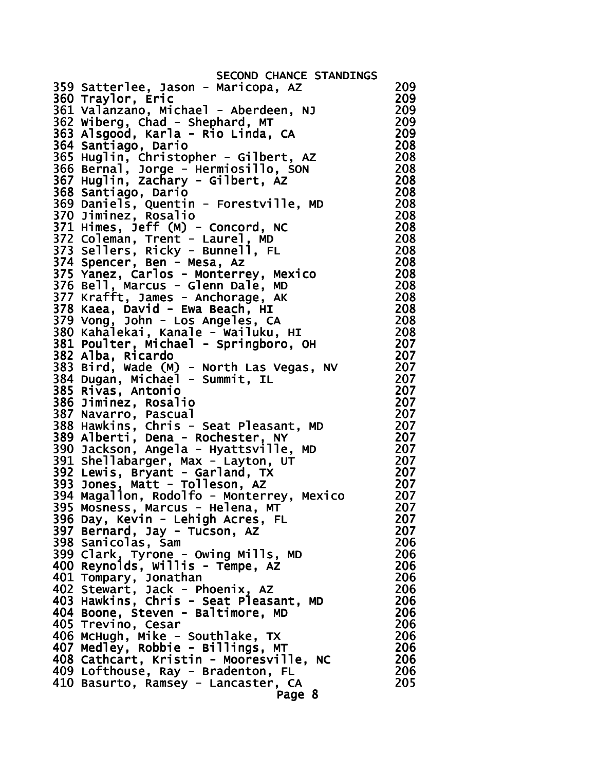SECOND CHANCE STANDINGS

| Rank | Name | Score |
|---|---|---|
| 359 | Satterlee, Jason - Maricopa, AZ | 209 |
| 360 | Traylor, Eric | 209 |
| 361 | Valanzano, Michael - Aberdeen, NJ | 209 |
| 362 | Wiberg, Chad - Shephard, MT | 209 |
| 363 | Alsgood, Karla - Rio Linda, CA | 209 |
| 364 | Santiago, Dario | 208 |
| 365 | Huglin, Christopher - Gilbert, AZ | 208 |
| 366 | Bernal, Jorge - Hermiosillo, SON | 208 |
| 367 | Huglin, Zachary - Gilbert, AZ | 208 |
| 368 | Santiago, Dario | 208 |
| 369 | Daniels, Quentin - Forestville, MD | 208 |
| 370 | Jiminez, Rosalio | 208 |
| 371 | Himes, Jeff (M) - Concord, NC | 208 |
| 372 | Coleman, Trent - Laurel, MD | 208 |
| 373 | Sellers, Ricky - Bunnell, FL | 208 |
| 374 | Spencer, Ben - Mesa, Az | 208 |
| 375 | Yanez, Carlos - Monterrey, Mexico | 208 |
| 376 | Bell, Marcus - Glenn Dale, MD | 208 |
| 377 | Krafft, James - Anchorage, AK | 208 |
| 378 | Kaea, David - Ewa Beach, HI | 208 |
| 379 | Vong, John - Los Angeles, CA | 208 |
| 380 | Kahalekai, Kanale - Wailuku, HI | 208 |
| 381 | Poulter, Michael - Springboro, OH | 207 |
| 382 | Alba, Ricardo | 207 |
| 383 | Bird, Wade (M) - North Las Vegas, NV | 207 |
| 384 | Dugan, Michael - Summit, IL | 207 |
| 385 | Rivas, Antonio | 207 |
| 386 | Jiminez, Rosalio | 207 |
| 387 | Navarro, Pascual | 207 |
| 388 | Hawkins, Chris - Seat Pleasant, MD | 207 |
| 389 | Alberti, Dena - Rochester, NY | 207 |
| 390 | Jackson, Angela - Hyattsville, MD | 207 |
| 391 | Shellabarger, Max - Layton, UT | 207 |
| 392 | Lewis, Bryant - Garland, TX | 207 |
| 393 | Jones, Matt - Tolleson, AZ | 207 |
| 394 | Magallon, Rodolfo - Monterrey, Mexico | 207 |
| 395 | Mosness, Marcus - Helena, MT | 207 |
| 396 | Day, Kevin - Lehigh Acres, FL | 207 |
| 397 | Bernard, Jay - Tucson, AZ | 207 |
| 398 | Sanicolas, Sam | 206 |
| 399 | Clark, Tyrone - Owing Mills, MD | 206 |
| 400 | Reynolds, Willis - Tempe, AZ | 206 |
| 401 | Tompary, Jonathan | 206 |
| 402 | Stewart, Jack - Phoenix, AZ | 206 |
| 403 | Hawkins, Chris - Seat Pleasant, MD | 206 |
| 404 | Boone, Steven - Baltimore, MD | 206 |
| 405 | Trevino, Cesar | 206 |
| 406 | McHugh, Mike - Southlake, TX | 206 |
| 407 | Medley, Robbie - Billings, MT | 206 |
| 408 | Cathcart, Kristin - Mooresville, NC | 206 |
| 409 | Lofthouse, Ray - Bradenton, FL | 206 |
| 410 | Basurto, Ramsey - Lancaster, CA | 205 |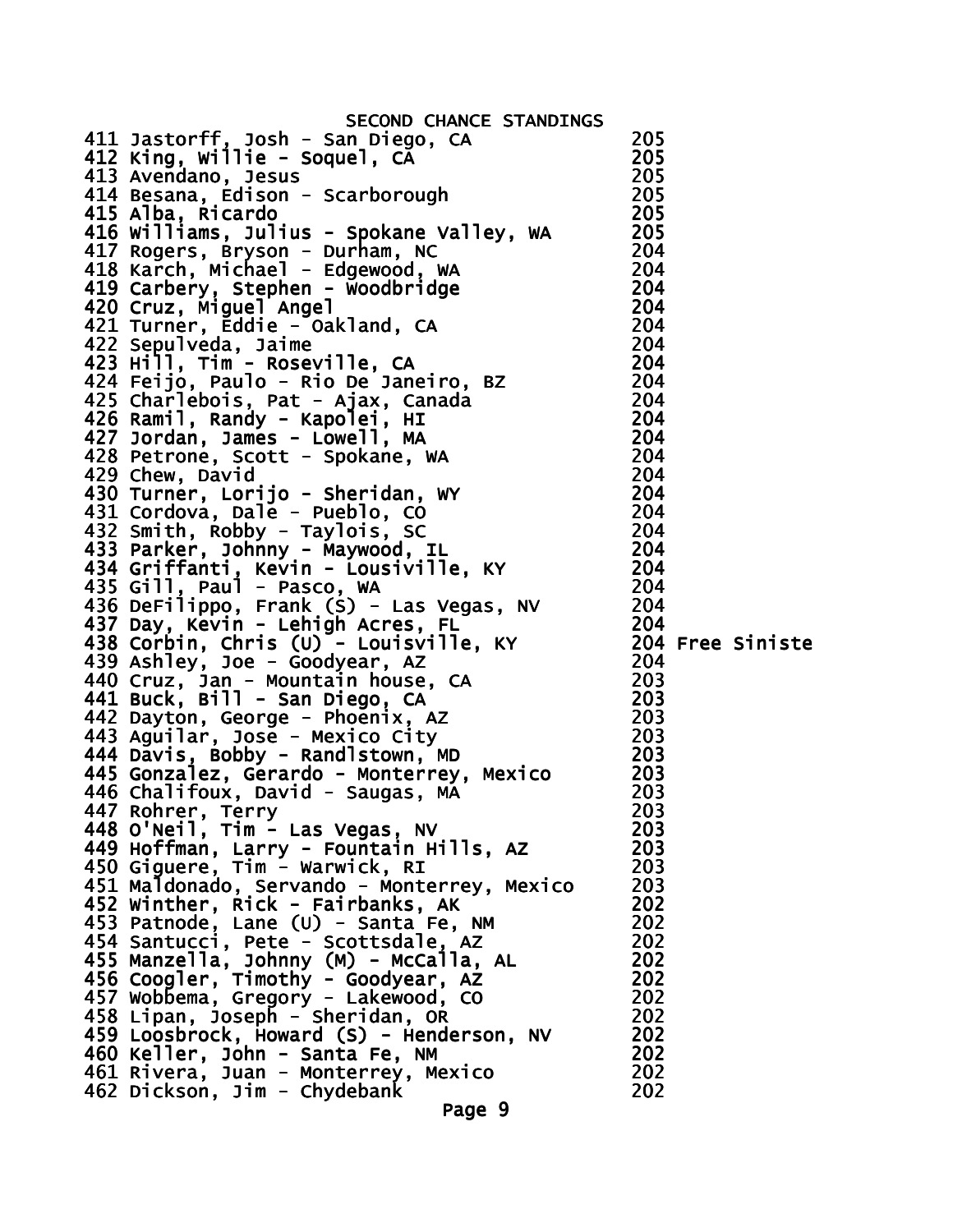# SECOND CHANCE STANDINGS

| | | | |
|---|---|---|---|
| 411 | Jastorff, Josh - San Diego, CA | 205 | |
| 412 | King, Willie - Soquel, CA | 205 | |
| 413 | Avendano, Jesus | 205 | |
| 414 | Besana, Edison - Scarborough | 205 | |
| 415 | Alba, Ricardo | 205 | |
| 416 | Williams, Julius - Spokane Valley, WA | 205 | |
| 417 | Rogers, Bryson - Durham, NC | 204 | |
| 418 | Karch, Michael - Edgewood, WA | 204 | |
| 419 | Carbery, Stephen - Woodbridge | 204 | |
| 420 | Cruz, Miguel Angel | 204 | |
| 421 | Turner, Eddie - Oakland, CA | 204 | |
| 422 | Sepulveda, Jaime | 204 | |
| 423 | Hill, Tim - Roseville, CA | 204 | |
| 424 | Feijo, Paulo - Rio De Janeiro, BZ | 204 | |
| 425 | Charlebois, Pat - Ajax, Canada | 204 | |
| 426 | Ramil, Randy - Kapolei, HI | 204 | |
| 427 | Jordan, James - Lowell, MA | 204 | |
| 428 | Petrone, Scott - Spokane, WA | 204 | |
| 429 | Chew, David | 204 | |
| 430 | Turner, Lorijo - Sheridan, WY | 204 | |
| 431 | Cordova, Dale - Pueblo, CO | 204 | |
| 432 | Smith, Robby - Taylois, SC | 204 | |
| 433 | Parker, Johnny - Maywood, IL | 204 | |
| 434 | Griffanti, Kevin - Lousiville, KY | 204 | |
| 435 | Gill, Paul - Pasco, WA | 204 | |
| 436 | DeFilippo, Frank (S) - Las Vegas, NV | 204 | |
| 437 | Day, Kevin - Lehigh Acres, FL | 204 | |
| 438 | Corbin, Chris (U) - Louisville, KY | 204 | Free Siniste |
| 439 | Ashley, Joe - Goodyear, AZ | 204 | |
| 440 | Cruz, Jan - Mountain house, CA | 203 | |
| 441 | Buck, Bill - San Diego, CA | 203 | |
| 442 | Dayton, George - Phoenix, AZ | 203 | |
| 443 | Aguilar, Jose - Mexico City | 203 | |
| 444 | Davis, Bobby - Randlstown, MD | 203 | |
| 445 | Gonzalez, Gerardo - Monterrey, Mexico | 203 | |
| 446 | Chalifoux, David - Saugas, MA | 203 | |
| 447 | Rohrer, Terry | 203 | |
| 448 | O'Neil, Tim - Las Vegas, NV | 203 | |
| 449 | Hoffman, Larry - Fountain Hills, AZ | 203 | |
| 450 | Giguere, Tim - Warwick, RI | 203 | |
| 451 | Maldonado, Servando - Monterrey, Mexico | 203 | |
| 452 | Winther, Rick - Fairbanks, AK | 202 | |
| 453 | Patnode, Lane (U) - Santa Fe, NM | 202 | |
| 454 | Santucci, Pete - Scottsdale, AZ | 202 | |
| 455 | Manzella, Johnny (M) - McCalla, AL | 202 | |
| 456 | Coogler, Timothy - Goodyear, AZ | 202 | |
| 457 | Wobbema, Gregory - Lakewood, CO | 202 | |
| 458 | Lipan, Joseph - Sheridan, OR | 202 | |
| 459 | Loosbrock, Howard (S) - Henderson, NV | 202 | |
| 460 | Keller, John - Santa Fe, NM | 202 | |
| 461 | Rivera, Juan - Monterrey, Mexico | 202 | |
| 462 | Dickson, Jim - Chydebank | 202 | |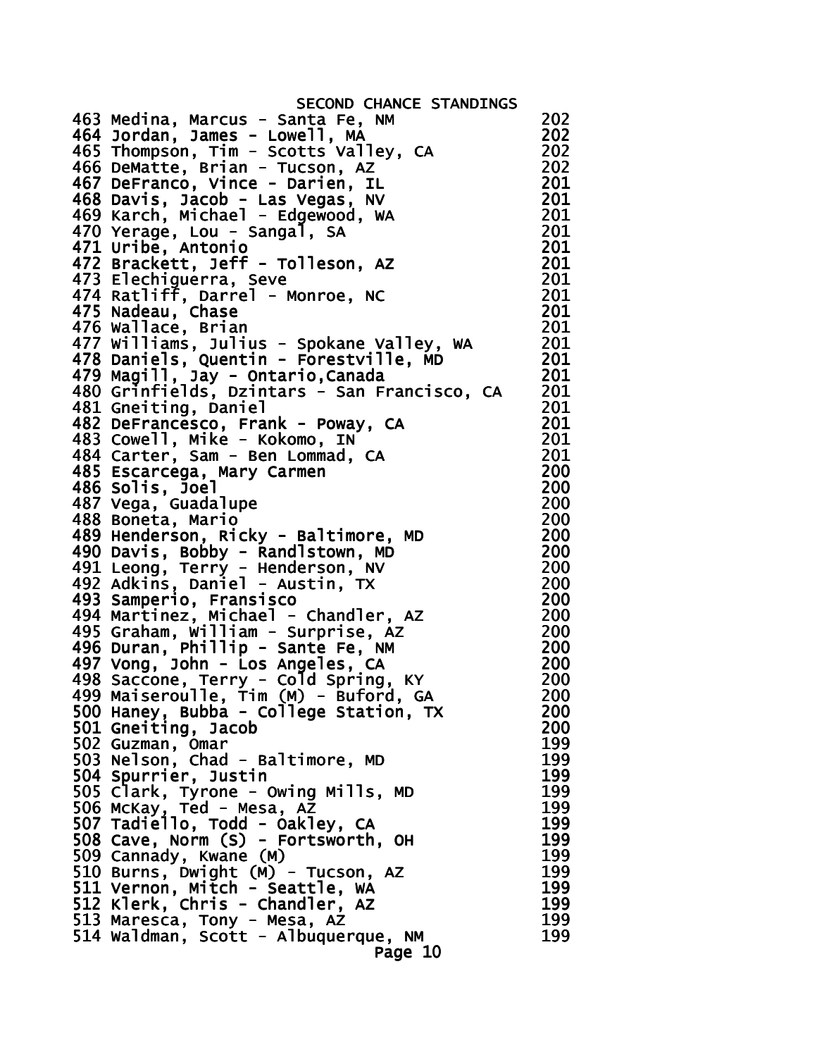# SECOND CHANCE STANDINGS

| Rank | Name | Score |
|---|---|---|
| 463 | Medina, Marcus - Santa Fe, NM | 202 |
| 464 | Jordan, James - Lowell, MA | 202 |
| 465 | Thompson, Tim - Scotts Valley, CA | 202 |
| 466 | DeMatte, Brian - Tucson, AZ | 202 |
| 467 | DeFranco, Vince - Darien, IL | 201 |
| 468 | Davis, Jacob - Las Vegas, NV | 201 |
| 469 | Karch, Michael - Edgewood, WA | 201 |
| 470 | Yerage, Lou - Sangal, SA | 201 |
| 471 | Uribe, Antonio | 201 |
| 472 | Brackett, Jeff - Tolleson, AZ | 201 |
| 473 | Elechiguerra, Seve | 201 |
| 474 | Ratliff, Darrel - Monroe, NC | 201 |
| 475 | Nadeau, Chase | 201 |
| 476 | Wallace, Brian | 201 |
| 477 | Williams, Julius - Spokane Valley, WA | 201 |
| 478 | Daniels, Quentin - Forestville, MD | 201 |
| 479 | Magill, Jay - Ontario,Canada | 201 |
| 480 | Grinfields, Dzintars - San Francisco, CA | 201 |
| 481 | Gneiting, Daniel | 201 |
| 482 | DeFrancesco, Frank - Poway, CA | 201 |
| 483 | Cowell, Mike - Kokomo, IN | 201 |
| 484 | Carter, Sam - Ben Lommad, CA | 201 |
| 485 | Escarcega, Mary Carmen | 200 |
| 486 | Solis, Joel | 200 |
| 487 | Vega, Guadalupe | 200 |
| 488 | Boneta, Mario | 200 |
| 489 | Henderson, Ricky - Baltimore, MD | 200 |
| 490 | Davis, Bobby - Randlstown, MD | 200 |
| 491 | Leong, Terry - Henderson, NV | 200 |
| 492 | Adkins, Daniel - Austin, TX | 200 |
| 493 | Samperio, Fransisco | 200 |
| 494 | Martinez, Michael - Chandler, AZ | 200 |
| 495 | Graham, William - Surprise, AZ | 200 |
| 496 | Duran, Phillip - Sante Fe, NM | 200 |
| 497 | Vong, John - Los Angeles, CA | 200 |
| 498 | Saccone, Terry - Cold Spring, KY | 200 |
| 499 | Maiseroulle, Tim (M) - Buford, GA | 200 |
| 500 | Haney, Bubba - College Station, TX | 200 |
| 501 | Gneiting, Jacob | 200 |
| 502 | Guzman, Omar | 199 |
| 503 | Nelson, Chad - Baltimore, MD | 199 |
| 504 | Spurrier, Justin | 199 |
| 505 | Clark, Tyrone - Owing Mills, MD | 199 |
| 506 | McKay, Ted - Mesa, AZ | 199 |
| 507 | Tadiello, Todd - Oakley, CA | 199 |
| 508 | Cave, Norm (S) - Fortsworth, OH | 199 |
| 509 | Cannady, Kwane (M) | 199 |
| 510 | Burns, Dwight (M) - Tucson, AZ | 199 |
| 511 | Vernon, Mitch - Seattle, WA | 199 |
| 512 | Klerk, Chris - Chandler, AZ | 199 |
| 513 | Maresca, Tony - Mesa, AZ | 199 |
| 514 | Waldman, Scott - Albuquerque, NM | 199 |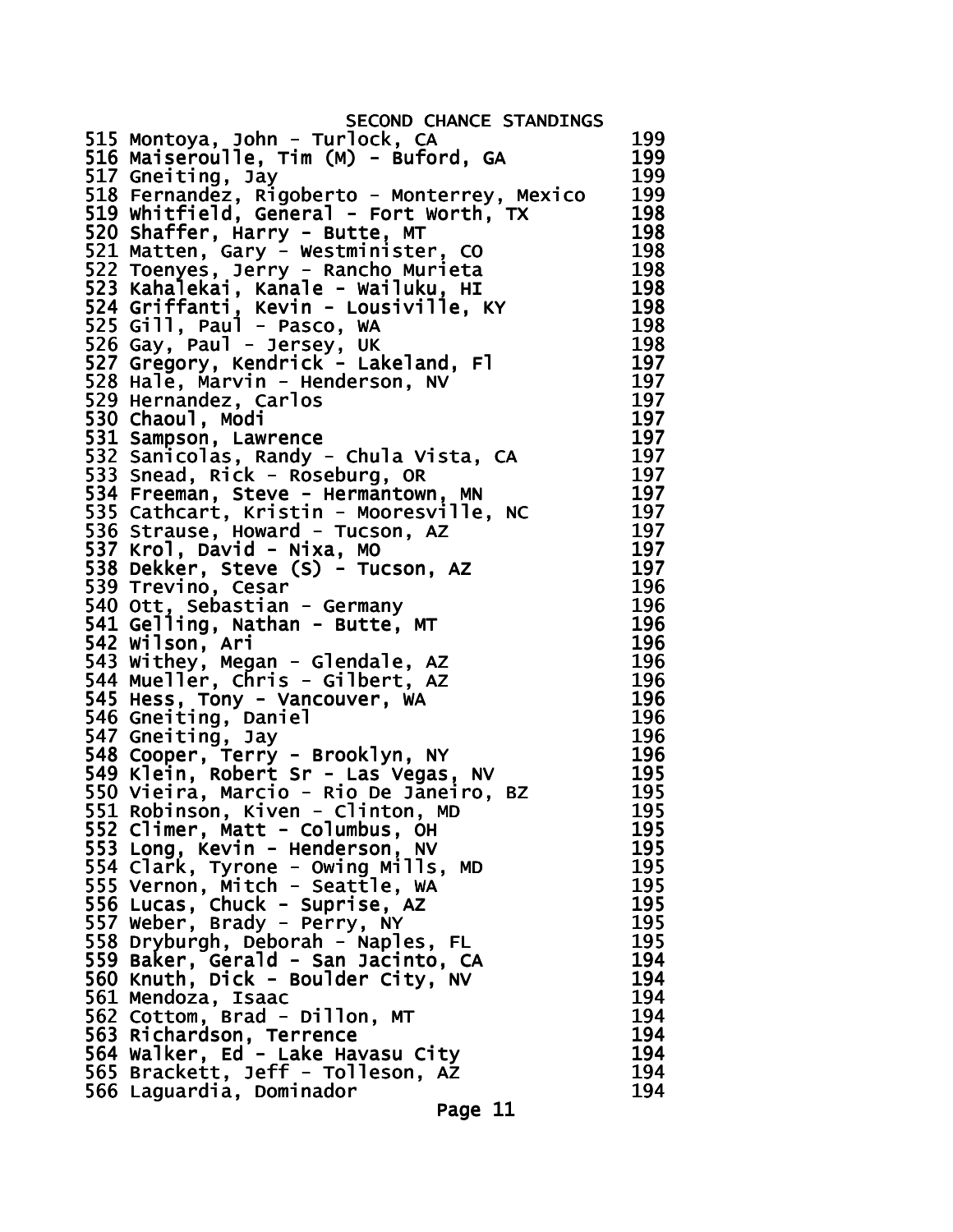# SECOND CHANCE STANDINGS

| Rank | Name | Score |
|---|---|---|
| 515 | Montoya, John - Turlock, CA | 199 |
| 516 | Maiseroulle, Tim (M) - Buford, GA | 199 |
| 517 | Gneiting, Jay | 199 |
| 518 | Fernandez, Rigoberto - Monterrey, Mexico | 199 |
| 519 | Whitfield, General - Fort Worth, TX | 198 |
| 520 | Shaffer, Harry - Butte, MT | 198 |
| 521 | Matten, Gary - Westminister, CO | 198 |
| 522 | Toenyes, Jerry - Rancho Murieta | 198 |
| 523 | Kahalekai, Kanale - Wailuku, HI | 198 |
| 524 | Griffanti, Kevin - Lousiville, KY | 198 |
| 525 | Gill, Paul - Pasco, WA | 198 |
| 526 | Gay, Paul - Jersey, UK | 198 |
| 527 | Gregory, Kendrick - Lakeland, Fl | 197 |
| 528 | Hale, Marvin - Henderson, NV | 197 |
| 529 | Hernandez, Carlos | 197 |
| 530 | Chaoul, Modi | 197 |
| 531 | Sampson, Lawrence | 197 |
| 532 | Sanicolas, Randy - Chula Vista, CA | 197 |
| 533 | Snead, Rick - Roseburg, OR | 197 |
| 534 | Freeman, Steve - Hermantown, MN | 197 |
| 535 | Cathcart, Kristin - Mooresville, NC | 197 |
| 536 | Strause, Howard - Tucson, AZ | 197 |
| 537 | Krol, David - Nixa, MO | 197 |
| 538 | Dekker, Steve (S) - Tucson, AZ | 197 |
| 539 | Trevino, Cesar | 196 |
| 540 | Ott, Sebastian - Germany | 196 |
| 541 | Gelling, Nathan - Butte, MT | 196 |
| 542 | Wilson, Ari | 196 |
| 543 | Withey, Megan - Glendale, AZ | 196 |
| 544 | Mueller, Chris - Gilbert, AZ | 196 |
| 545 | Hess, Tony - Vancouver, WA | 196 |
| 546 | Gneiting, Daniel | 196 |
| 547 | Gneiting, Jay | 196 |
| 548 | Cooper, Terry - Brooklyn, NY | 196 |
| 549 | Klein, Robert Sr - Las Vegas, NV | 195 |
| 550 | Vieira, Marcio - Rio De Janeiro, BZ | 195 |
| 551 | Robinson, Kiven - Clinton, MD | 195 |
| 552 | Climer, Matt - Columbus, OH | 195 |
| 553 | Long, Kevin - Henderson, NV | 195 |
| 554 | Clark, Tyrone - Owing Mills, MD | 195 |
| 555 | Vernon, Mitch - Seattle, WA | 195 |
| 556 | Lucas, Chuck - Suprise, AZ | 195 |
| 557 | Weber, Brady - Perry, NY | 195 |
| 558 | Dryburgh, Deborah - Naples, FL | 195 |
| 559 | Baker, Gerald - San Jacinto, CA | 194 |
| 560 | Knuth, Dick - Boulder City, NV | 194 |
| 561 | Mendoza, Isaac | 194 |
| 562 | Cottom, Brad - Dillon, MT | 194 |
| 563 | Richardson, Terrence | 194 |
| 564 | Walker, Ed - Lake Havasu City | 194 |
| 565 | Brackett, Jeff - Tolleson, AZ | 194 |
| 566 | Laguardia, Dominador | 194 |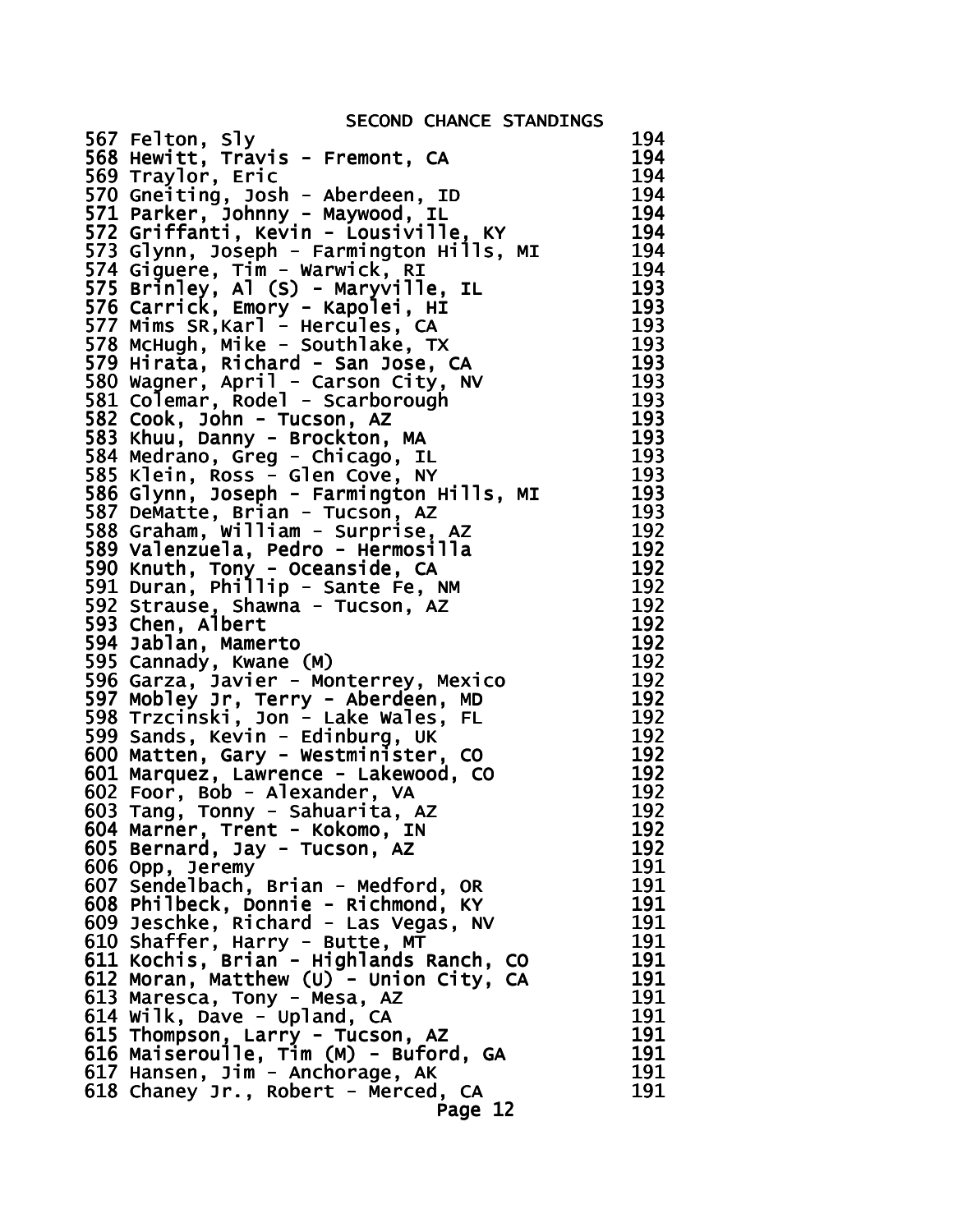# SECOND CHANCE STANDINGS

| Rank | Name | Score |
|---|---|---|
| 567 | Felton, Sly | 194 |
| 568 | Hewitt, Travis - Fremont, CA | 194 |
| 569 | Traylor, Eric | 194 |
| 570 | Gneiting, Josh - Aberdeen, ID | 194 |
| 571 | Parker, Johnny - Maywood, IL | 194 |
| 572 | Griffanti, Kevin - Lousiville, KY | 194 |
| 573 | Glynn, Joseph - Farmington Hills, MI | 194 |
| 574 | Giguere, Tim - Warwick, RI | 194 |
| 575 | Brinley, Al (S) - Maryville, IL | 193 |
| 576 | Carrick, Emory - Kapolei, HI | 193 |
| 577 | Mims SR,Karl - Hercules, CA | 193 |
| 578 | McHugh, Mike - Southlake, TX | 193 |
| 579 | Hirata, Richard - San Jose, CA | 193 |
| 580 | Wagner, April - Carson City, NV | 193 |
| 581 | Colemar, Rodel - Scarborough | 193 |
| 582 | Cook, John - Tucson, AZ | 193 |
| 583 | Khuu, Danny - Brockton, MA | 193 |
| 584 | Medrano, Greg - Chicago, IL | 193 |
| 585 | Klein, Ross - Glen Cove, NY | 193 |
| 586 | Glynn, Joseph - Farmington Hills, MI | 193 |
| 587 | DeMatte, Brian - Tucson, AZ | 193 |
| 588 | Graham, William - Surprise, AZ | 192 |
| 589 | Valenzuela, Pedro - Hermosilla | 192 |
| 590 | Knuth, Tony - Oceanside, CA | 192 |
| 591 | Duran, Phillip - Sante Fe, NM | 192 |
| 592 | Strause, Shawna - Tucson, AZ | 192 |
| 593 | Chen, Albert | 192 |
| 594 | Jablan, Mamerto | 192 |
| 595 | Cannady, Kwane (M) | 192 |
| 596 | Garza, Javier - Monterrey, Mexico | 192 |
| 597 | Mobley Jr, Terry - Aberdeen, MD | 192 |
| 598 | Trzcinski, Jon - Lake Wales, FL | 192 |
| 599 | Sands, Kevin - Edinburg, UK | 192 |
| 600 | Matten, Gary - Westminister, CO | 192 |
| 601 | Marquez, Lawrence - Lakewood, CO | 192 |
| 602 | Foor, Bob - Alexander, VA | 192 |
| 603 | Tang, Tonny - Sahuarita, AZ | 192 |
| 604 | Marner, Trent - Kokomo, IN | 192 |
| 605 | Bernard, Jay - Tucson, AZ | 192 |
| 606 | Opp, Jeremy | 191 |
| 607 | Sendelbach, Brian - Medford, OR | 191 |
| 608 | Philbeck, Donnie - Richmond, KY | 191 |
| 609 | Jeschke, Richard - Las Vegas, NV | 191 |
| 610 | Shaffer, Harry - Butte, MT | 191 |
| 611 | Kochis, Brian - Highlands Ranch, CO | 191 |
| 612 | Moran, Matthew (U) - Union City, CA | 191 |
| 613 | Maresca, Tony - Mesa, AZ | 191 |
| 614 | Wilk, Dave - Upland, CA | 191 |
| 615 | Thompson, Larry - Tucson, AZ | 191 |
| 616 | Maiseroulle, Tim (M) - Buford, GA | 191 |
| 617 | Hansen, Jim - Anchorage, AK | 191 |
| 618 | Chaney Jr., Robert - Merced, CA | 191 |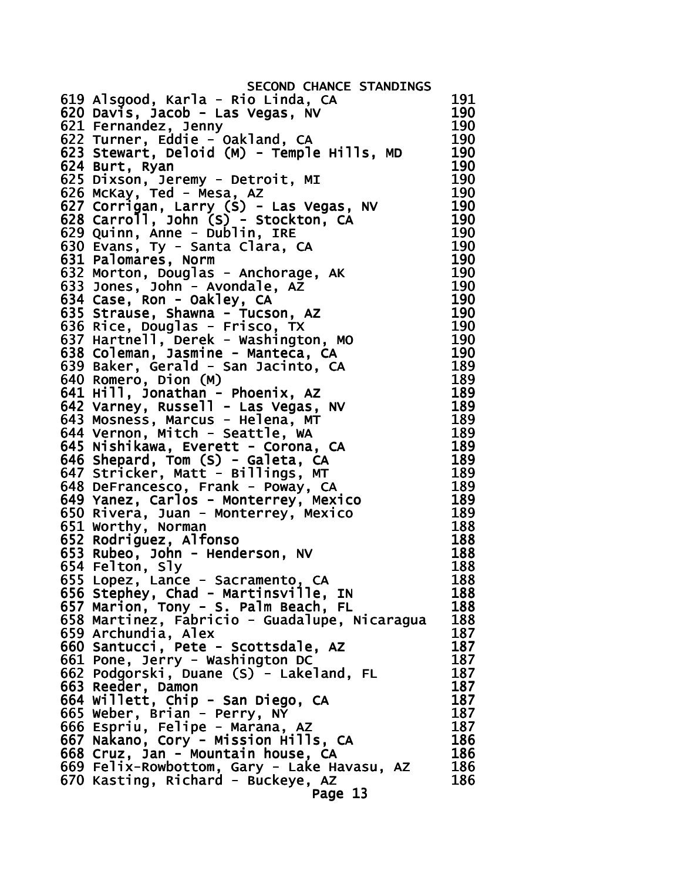# SECOND CHANCE STANDINGS

| Rank | Name | Score |
|---|---|---|
| 619 | Alsgood, Karla - Rio Linda, CA | 191 |
| 620 | Davis, Jacob - Las Vegas, NV | 190 |
| 621 | Fernandez, Jenny | 190 |
| 622 | Turner, Eddie - Oakland, CA | 190 |
| 623 | Stewart, Deloid (M) - Temple Hills, MD | 190 |
| 624 | Burt, Ryan | 190 |
| 625 | Dixson, Jeremy - Detroit, MI | 190 |
| 626 | McKay, Ted - Mesa, AZ | 190 |
| 627 | Corrigan, Larry (S) - Las Vegas, NV | 190 |
| 628 | Carroll, John (S) - Stockton, CA | 190 |
| 629 | Quinn, Anne - Dublin, IRE | 190 |
| 630 | Evans, Ty - Santa Clara, CA | 190 |
| 631 | Palomares, Norm | 190 |
| 632 | Morton, Douglas - Anchorage, AK | 190 |
| 633 | Jones, John - Avondale, AZ | 190 |
| 634 | Case, Ron - Oakley, CA | 190 |
| 635 | Strause, Shawna - Tucson, AZ | 190 |
| 636 | Rice, Douglas - Frisco, TX | 190 |
| 637 | Hartnell, Derek - Washington, MO | 190 |
| 638 | Coleman, Jasmine - Manteca, CA | 190 |
| 639 | Baker, Gerald - San Jacinto, CA | 189 |
| 640 | Romero, Dion (M) | 189 |
| 641 | Hill, Jonathan - Phoenix, AZ | 189 |
| 642 | Varney, Russell - Las Vegas, NV | 189 |
| 643 | Mosness, Marcus - Helena, MT | 189 |
| 644 | Vernon, Mitch - Seattle, WA | 189 |
| 645 | Nishikawa, Everett - Corona, CA | 189 |
| 646 | Shepard, Tom (S) - Galeta, CA | 189 |
| 647 | Stricker, Matt - Billings, MT | 189 |
| 648 | DeFrancesco, Frank - Poway, CA | 189 |
| 649 | Yanez, Carlos - Monterrey, Mexico | 189 |
| 650 | Rivera, Juan - Monterrey, Mexico | 189 |
| 651 | Worthy, Norman | 188 |
| 652 | Rodriguez, Alfonso | 188 |
| 653 | Rubeo, John - Henderson, NV | 188 |
| 654 | Felton, Sly | 188 |
| 655 | Lopez, Lance - Sacramento, CA | 188 |
| 656 | Stephey, Chad - Martinsville, IN | 188 |
| 657 | Marion, Tony - S. Palm Beach, FL | 188 |
| 658 | Martinez, Fabricio - Guadalupe, Nicaragua | 188 |
| 659 | Archundia, Alex | 187 |
| 660 | Santucci, Pete - Scottsdale, AZ | 187 |
| 661 | Pone, Jerry - Washington DC | 187 |
| 662 | Podgorski, Duane (S) - Lakeland, FL | 187 |
| 663 | Reeder, Damon | 187 |
| 664 | Willett, Chip - San Diego, CA | 187 |
| 665 | Weber, Brian - Perry, NY | 187 |
| 666 | Espriu, Felipe - Marana, AZ | 187 |
| 667 | Nakano, Cory - Mission Hills, CA | 186 |
| 668 | Cruz, Jan - Mountain house, CA | 186 |
| 669 | Felix-Rowbottom, Gary - Lake Havasu, AZ | 186 |
| 670 | Kasting, Richard - Buckeye, AZ | 186 |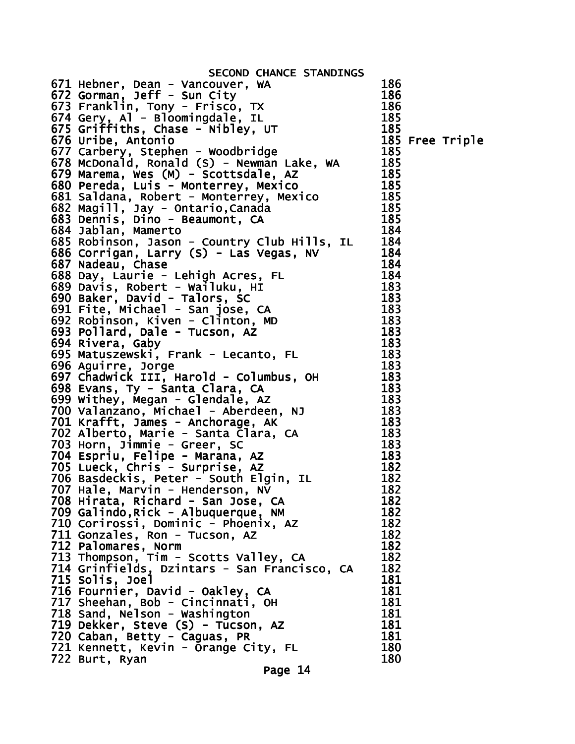# SECOND CHANCE STANDINGS

| Rank | Name - Location | Score | Note |
|---|---|---|---|
| 671 | Hebner, Dean - Vancouver, WA | 186 | |
| 672 | Gorman, Jeff - Sun City | 186 | |
| 673 | Franklin, Tony - Frisco, TX | 186 | |
| 674 | Gery, Al - Bloomingdale, IL | 185 | |
| 675 | Griffiths, Chase - Nibley, UT | 185 | |
| 676 | Uribe, Antonio | 185 | Free Triple |
| 677 | Carbery, Stephen - Woodbridge | 185 | |
| 678 | McDonald, Ronald (S) - Newman Lake, WA | 185 | |
| 679 | Marema, Wes (M) - Scottsdale, AZ | 185 | |
| 680 | Pereda, Luis - Monterrey, Mexico | 185 | |
| 681 | Saldana, Robert - Monterrey, Mexico | 185 | |
| 682 | Magill, Jay - Ontario,Canada | 185 | |
| 683 | Dennis, Dino - Beaumont, CA | 185 | |
| 684 | Jablan, Mamerto | 184 | |
| 685 | Robinson, Jason - Country Club Hills, IL | 184 | |
| 686 | Corrigan, Larry (S) - Las Vegas, NV | 184 | |
| 687 | Nadeau, Chase | 184 | |
| 688 | Day, Laurie - Lehigh Acres, FL | 184 | |
| 689 | Davis, Robert - Wailuku, HI | 183 | |
| 690 | Baker, David - Talors, SC | 183 | |
| 691 | Fite, Michael - San jose, CA | 183 | |
| 692 | Robinson, Kiven - Clinton, MD | 183 | |
| 693 | Pollard, Dale - Tucson, AZ | 183 | |
| 694 | Rivera, Gaby | 183 | |
| 695 | Matuszewski, Frank - Lecanto, FL | 183 | |
| 696 | Aguirre, Jorge | 183 | |
| 697 | Chadwick III, Harold - Columbus, OH | 183 | |
| 698 | Evans, Ty - Santa Clara, CA | 183 | |
| 699 | Withey, Megan - Glendale, AZ | 183 | |
| 700 | Valanzano, Michael - Aberdeen, NJ | 183 | |
| 701 | Krafft, James - Anchorage, AK | 183 | |
| 702 | Alberto, Marie - Santa Clara, CA | 183 | |
| 703 | Horn, Jimmie - Greer, SC | 183 | |
| 704 | Espriu, Felipe - Marana, AZ | 183 | |
| 705 | Lueck, Chris - Surprise, AZ | 182 | |
| 706 | Basdeckis, Peter - South Elgin, IL | 182 | |
| 707 | Hale, Marvin - Henderson, NV | 182 | |
| 708 | Hirata, Richard - San Jose, CA | 182 | |
| 709 | Galindo,Rick - Albuquerque, NM | 182 | |
| 710 | Corirossi, Dominic - Phoenix, AZ | 182 | |
| 711 | Gonzales, Ron - Tucson, AZ | 182 | |
| 712 | Palomares, Norm | 182 | |
| 713 | Thompson, Tim - Scotts Valley, CA | 182 | |
| 714 | Grinfields, Dzintars - San Francisco, CA | 182 | |
| 715 | Solis, Joel | 181 | |
| 716 | Fournier, David - Oakley, CA | 181 | |
| 717 | Sheehan, Bob - Cincinnati, OH | 181 | |
| 718 | Sand, Nelson - Washington | 181 | |
| 719 | Dekker, Steve (S) - Tucson, AZ | 181 | |
| 720 | Caban, Betty - Caguas, PR | 181 | |
| 721 | Kennett, Kevin - Orange City, FL | 180 | |
| 722 | Burt, Ryan | 180 | |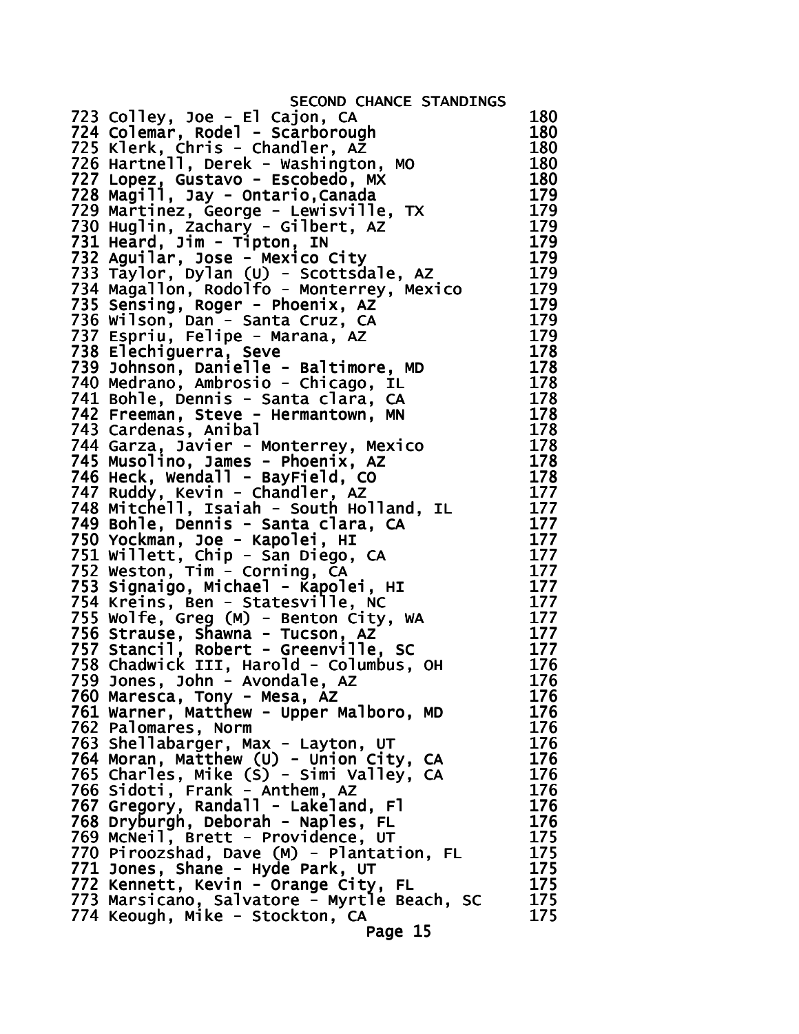# SECOND CHANCE STANDINGS

| Rank | Name - Location | Score |
|---|---|---|
| 723 | Colley, Joe - El Cajon, CA | 180 |
| 724 | Colemar, Rodel - Scarborough | 180 |
| 725 | Klerk, Chris - Chandler, AZ | 180 |
| 726 | Hartnell, Derek - Washington, MO | 180 |
| 727 | Lopez, Gustavo - Escobedo, MX | 180 |
| 728 | Magill, Jay - Ontario,Canada | 179 |
| 729 | Martinez, George - Lewisville, TX | 179 |
| 730 | Huglin, Zachary - Gilbert, AZ | 179 |
| 731 | Heard, Jim - Tipton, IN | 179 |
| 732 | Aguilar, Jose - Mexico City | 179 |
| 733 | Taylor, Dylan (U) - Scottsdale, AZ | 179 |
| 734 | Magallon, Rodolfo - Monterrey, Mexico | 179 |
| 735 | Sensing, Roger - Phoenix, AZ | 179 |
| 736 | Wilson, Dan - Santa Cruz, CA | 179 |
| 737 | Espriu, Felipe - Marana, AZ | 179 |
| 738 | Elechiguerra, Seve | 178 |
| 739 | Johnson, Danielle - Baltimore, MD | 178 |
| 740 | Medrano, Ambrosio - Chicago, IL | 178 |
| 741 | Bohle, Dennis - Santa clara, CA | 178 |
| 742 | Freeman, Steve - Hermantown, MN | 178 |
| 743 | Cardenas, Anibal | 178 |
| 744 | Garza, Javier - Monterrey, Mexico | 178 |
| 745 | Musolino, James - Phoenix, AZ | 178 |
| 746 | Heck, Wendall - BayField, CO | 178 |
| 747 | Ruddy, Kevin - Chandler, AZ | 177 |
| 748 | Mitchell, Isaiah - South Holland, IL | 177 |
| 749 | Bohle, Dennis - Santa clara, CA | 177 |
| 750 | Yockman, Joe - Kapolei, HI | 177 |
| 751 | Willett, Chip - San Diego, CA | 177 |
| 752 | Weston, Tim - Corning, CA | 177 |
| 753 | Signaigo, Michael - Kapolei, HI | 177 |
| 754 | Kreins, Ben - Statesville, NC | 177 |
| 755 | Wolfe, Greg (M) - Benton City, WA | 177 |
| 756 | Strause, Shawna - Tucson, AZ | 177 |
| 757 | Stancil, Robert - Greenville, SC | 177 |
| 758 | Chadwick III, Harold - Columbus, OH | 176 |
| 759 | Jones, John - Avondale, AZ | 176 |
| 760 | Maresca, Tony - Mesa, AZ | 176 |
| 761 | Warner, Matthew - Upper Malboro, MD | 176 |
| 762 | Palomares, Norm | 176 |
| 763 | Shellabarger, Max - Layton, UT | 176 |
| 764 | Moran, Matthew (U) - Union City, CA | 176 |
| 765 | Charles, Mike (S) - Simi Valley, CA | 176 |
| 766 | Sidoti, Frank - Anthem, AZ | 176 |
| 767 | Gregory, Randall - Lakeland, Fl | 176 |
| 768 | Dryburgh, Deborah - Naples, FL | 176 |
| 769 | McNeil, Brett - Providence, UT | 175 |
| 770 | Piroozshad, Dave (M) - Plantation, FL | 175 |
| 771 | Jones, Shane - Hyde Park, UT | 175 |
| 772 | Kennett, Kevin - Orange City, FL | 175 |
| 773 | Marsicano, Salvatore - Myrtle Beach, SC | 175 |
| 774 | Keough, Mike - Stockton, CA | 175 |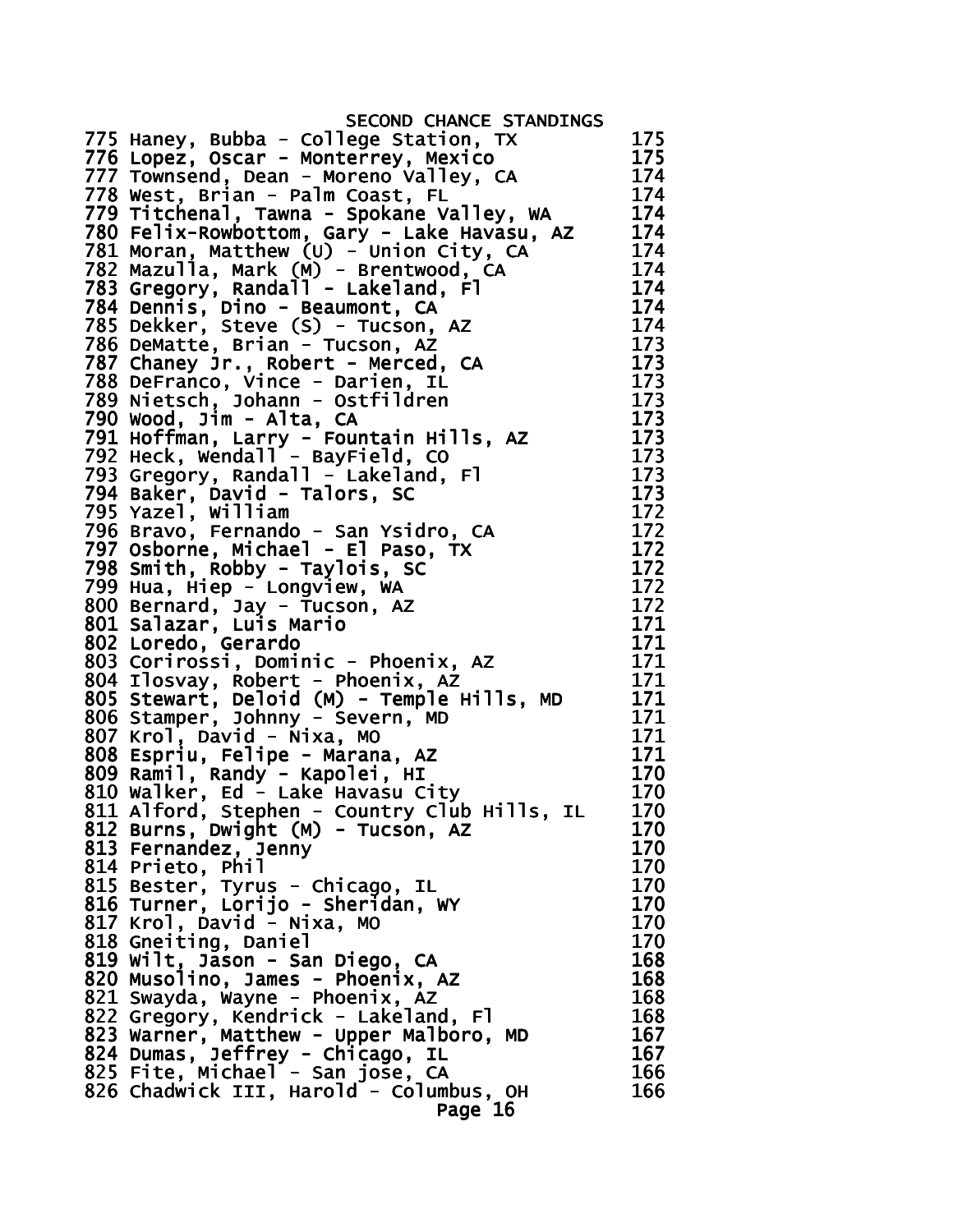# SECOND CHANCE STANDINGS

| Rank | Name - Location | Score |
|---|---|---|
| 775 | Haney, Bubba - College Station, TX | 175 |
| 776 | Lopez, Oscar - Monterrey, Mexico | 175 |
| 777 | Townsend, Dean - Moreno Valley, CA | 174 |
| 778 | West, Brian - Palm Coast, FL | 174 |
| 779 | Titchenal, Tawna - Spokane Valley, WA | 174 |
| 780 | Felix-Rowbottom, Gary - Lake Havasu, AZ | 174 |
| 781 | Moran, Matthew (U) - Union City, CA | 174 |
| 782 | Mazulla, Mark (M) - Brentwood, CA | 174 |
| 783 | Gregory, Randall - Lakeland, Fl | 174 |
| 784 | Dennis, Dino - Beaumont, CA | 174 |
| 785 | Dekker, Steve (S) - Tucson, AZ | 174 |
| 786 | DeMatte, Brian - Tucson, AZ | 173 |
| 787 | Chaney Jr., Robert - Merced, CA | 173 |
| 788 | DeFranco, Vince - Darien, IL | 173 |
| 789 | Nietsch, Johann - Ostfildren | 173 |
| 790 | Wood, Jim - Alta, CA | 173 |
| 791 | Hoffman, Larry - Fountain Hills, AZ | 173 |
| 792 | Heck, Wendall - BayField, CO | 173 |
| 793 | Gregory, Randall - Lakeland, Fl | 173 |
| 794 | Baker, David - Talors, SC | 173 |
| 795 | Yazel, William | 172 |
| 796 | Bravo, Fernando - San Ysidro, CA | 172 |
| 797 | Osborne, Michael - El Paso, TX | 172 |
| 798 | Smith, Robby - Taylois, SC | 172 |
| 799 | Hua, Hiep - Longview, WA | 172 |
| 800 | Bernard, Jay - Tucson, AZ | 172 |
| 801 | Salazar, Luis Mario | 171 |
| 802 | Loredo, Gerardo | 171 |
| 803 | Corirossi, Dominic - Phoenix, AZ | 171 |
| 804 | Ilosvay, Robert - Phoenix, AZ | 171 |
| 805 | Stewart, Deloid (M) - Temple Hills, MD | 171 |
| 806 | Stamper, Johnny - Severn, MD | 171 |
| 807 | Krol, David - Nixa, MO | 171 |
| 808 | Espriu, Felipe - Marana, AZ | 171 |
| 809 | Ramil, Randy - Kapolei, HI | 170 |
| 810 | Walker, Ed - Lake Havasu City | 170 |
| 811 | Alford, Stephen - Country Club Hills, IL | 170 |
| 812 | Burns, Dwight (M) - Tucson, AZ | 170 |
| 813 | Fernandez, Jenny | 170 |
| 814 | Prieto, Phil | 170 |
| 815 | Bester, Tyrus - Chicago, IL | 170 |
| 816 | Turner, Lorijo - Sheridan, WY | 170 |
| 817 | Krol, David - Nixa, MO | 170 |
| 818 | Gneiting, Daniel | 170 |
| 819 | Wilt, Jason - San Diego, CA | 168 |
| 820 | Musolino, James - Phoenix, AZ | 168 |
| 821 | Swayda, Wayne - Phoenix, AZ | 168 |
| 822 | Gregory, Kendrick - Lakeland, Fl | 168 |
| 823 | Warner, Matthew - Upper Malboro, MD | 167 |
| 824 | Dumas, Jeffrey - Chicago, IL | 167 |
| 825 | Fite, Michael - San jose, CA | 166 |
| 826 | Chadwick III, Harold - Columbus, OH | 166 |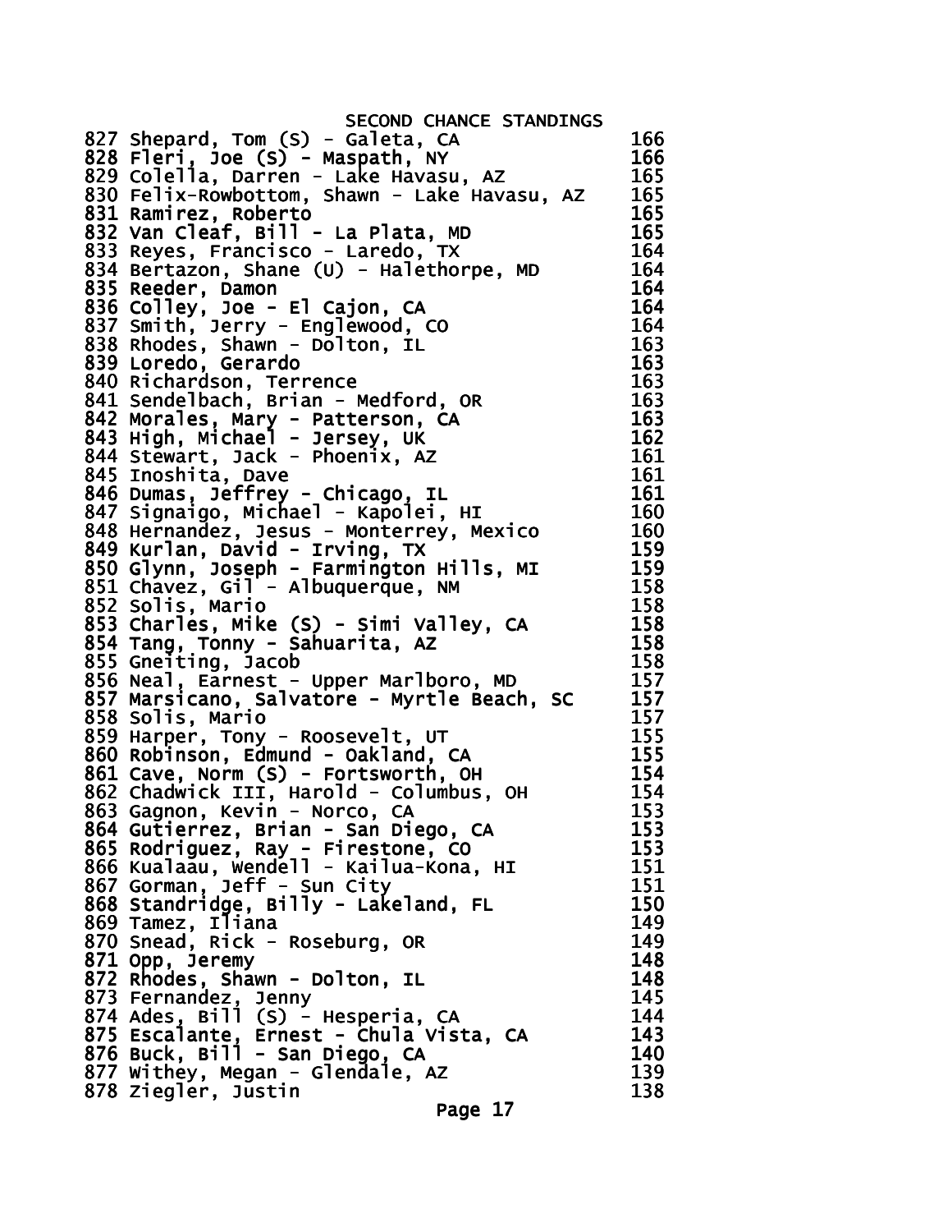SECOND CHANCE STANDINGS

| | | |
|---|---|---|
| 827 | Shepard, Tom (S) - Galeta, CA | 166 |
| 828 | Fleri, Joe (S) - Maspath, NY | 166 |
| 829 | Colella, Darren - Lake Havasu, AZ | 165 |
| 830 | Felix-Rowbottom, Shawn - Lake Havasu, AZ | 165 |
| 831 | Ramirez, Roberto | 165 |
| 832 | Van Cleaf, Bill - La Plata, MD | 165 |
| 833 | Reyes, Francisco - Laredo, TX | 164 |
| 834 | Bertazon, Shane (U) - Halethorpe, MD | 164 |
| 835 | Reeder, Damon | 164 |
| 836 | Colley, Joe - El Cajon, CA | 164 |
| 837 | Smith, Jerry - Englewood, CO | 164 |
| 838 | Rhodes, Shawn - Dolton, IL | 163 |
| 839 | Loredo, Gerardo | 163 |
| 840 | Richardson, Terrence | 163 |
| 841 | Sendelbach, Brian - Medford, OR | 163 |
| 842 | Morales, Mary - Patterson, CA | 163 |
| 843 | High, Michael - Jersey, UK | 162 |
| 844 | Stewart, Jack - Phoenix, AZ | 161 |
| 845 | Inoshita, Dave | 161 |
| 846 | Dumas, Jeffrey - Chicago, IL | 161 |
| 847 | Signaigo, Michael - Kapolei, HI | 160 |
| 848 | Hernandez, Jesus - Monterrey, Mexico | 160 |
| 849 | Kurlan, David - Irving, TX | 159 |
| 850 | Glynn, Joseph - Farmington Hills, MI | 159 |
| 851 | Chavez, Gil - Albuquerque, NM | 158 |
| 852 | Solis, Mario | 158 |
| 853 | Charles, Mike (S) - Simi Valley, CA | 158 |
| 854 | Tang, Tonny - Sahuarita, AZ | 158 |
| 855 | Gneiting, Jacob | 158 |
| 856 | Neal, Earnest - Upper Marlboro, MD | 157 |
| 857 | Marsicano, Salvatore - Myrtle Beach, SC | 157 |
| 858 | Solis, Mario | 157 |
| 859 | Harper, Tony - Roosevelt, UT | 155 |
| 860 | Robinson, Edmund - Oakland, CA | 155 |
| 861 | Cave, Norm (S) - Fortsworth, OH | 154 |
| 862 | Chadwick III, Harold - Columbus, OH | 154 |
| 863 | Gagnon, Kevin - Norco, CA | 153 |
| 864 | Gutierrez, Brian - San Diego, CA | 153 |
| 865 | Rodriguez, Ray - Firestone, CO | 153 |
| 866 | Kualaau, Wendell - Kailua-Kona, HI | 151 |
| 867 | Gorman, Jeff - Sun City | 151 |
| 868 | Standridge, Billy - Lakeland, FL | 150 |
| 869 | Tamez, Iliana | 149 |
| 870 | Snead, Rick - Roseburg, OR | 149 |
| 871 | Opp, Jeremy | 148 |
| 872 | Rhodes, Shawn - Dolton, IL | 148 |
| 873 | Fernandez, Jenny | 145 |
| 874 | Ades, Bill (S) - Hesperia, CA | 144 |
| 875 | Escalante, Ernest - Chula Vista, CA | 143 |
| 876 | Buck, Bill - San Diego, CA | 140 |
| 877 | Withey, Megan - Glendale, AZ | 139 |
| 878 | Ziegler, Justin | 138 |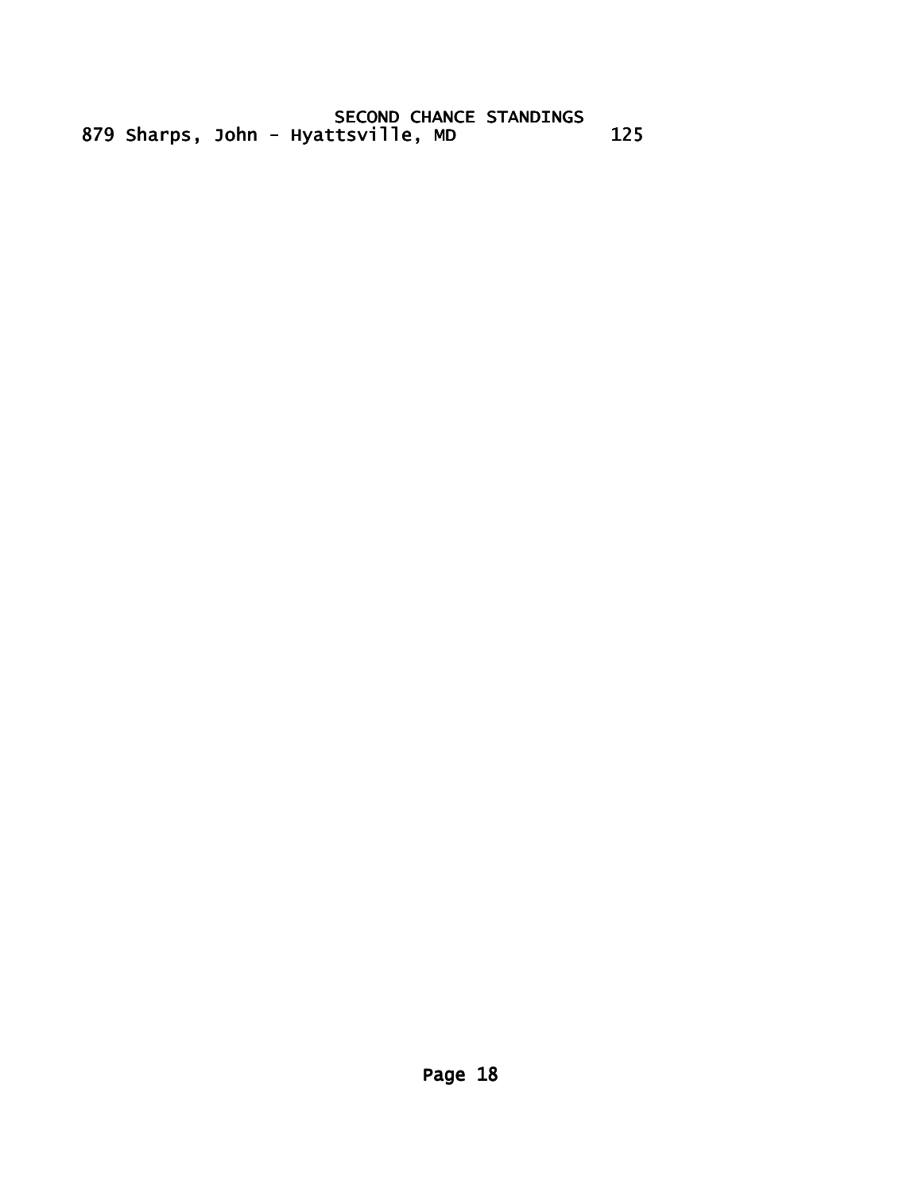SECOND CHANCE STANDINGS

879 Sharps, John - Hyattsville, MD 125